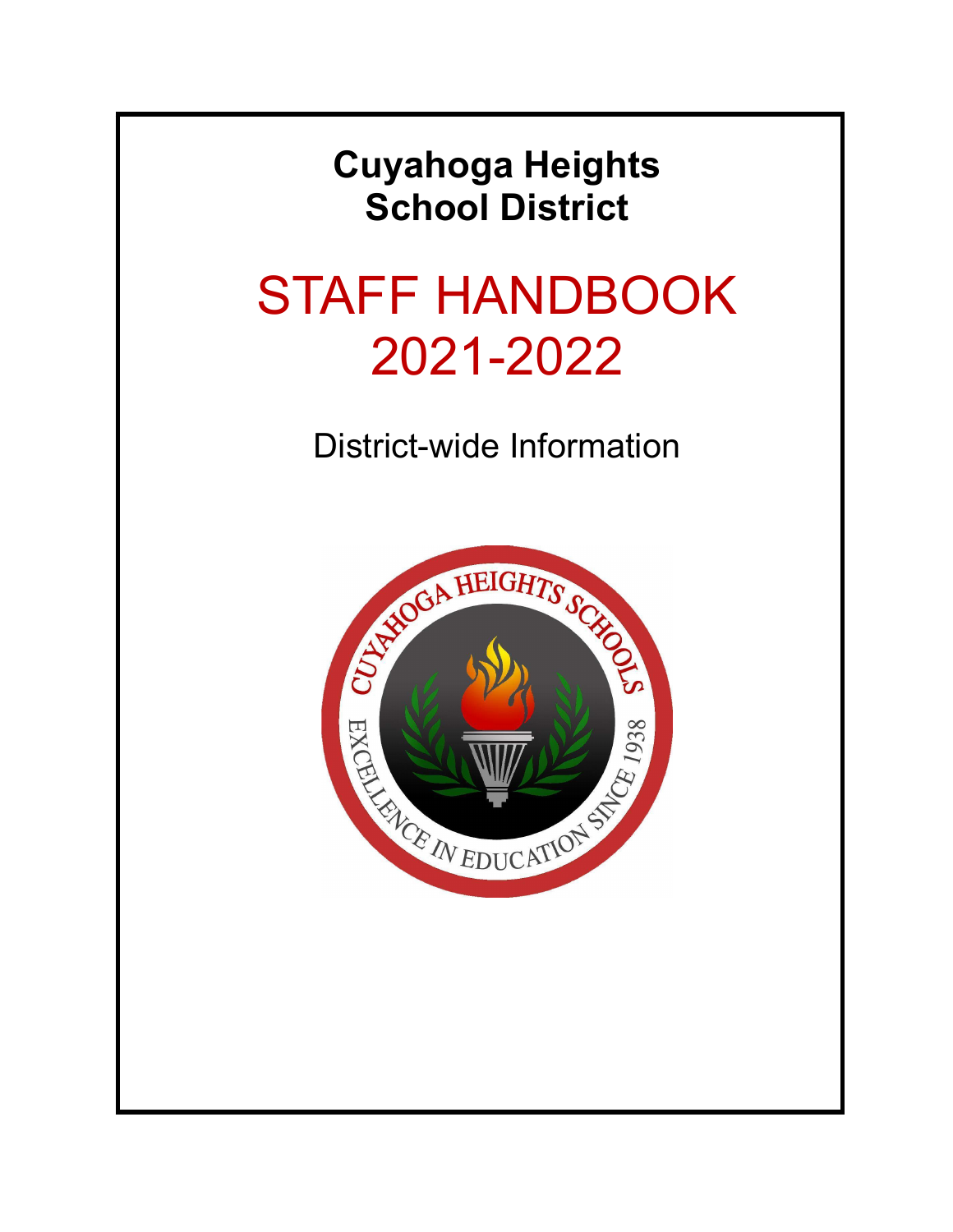# Cuyahoga Heights School District

# STAFF HANDBOOK 2021-2022

## District-wide Information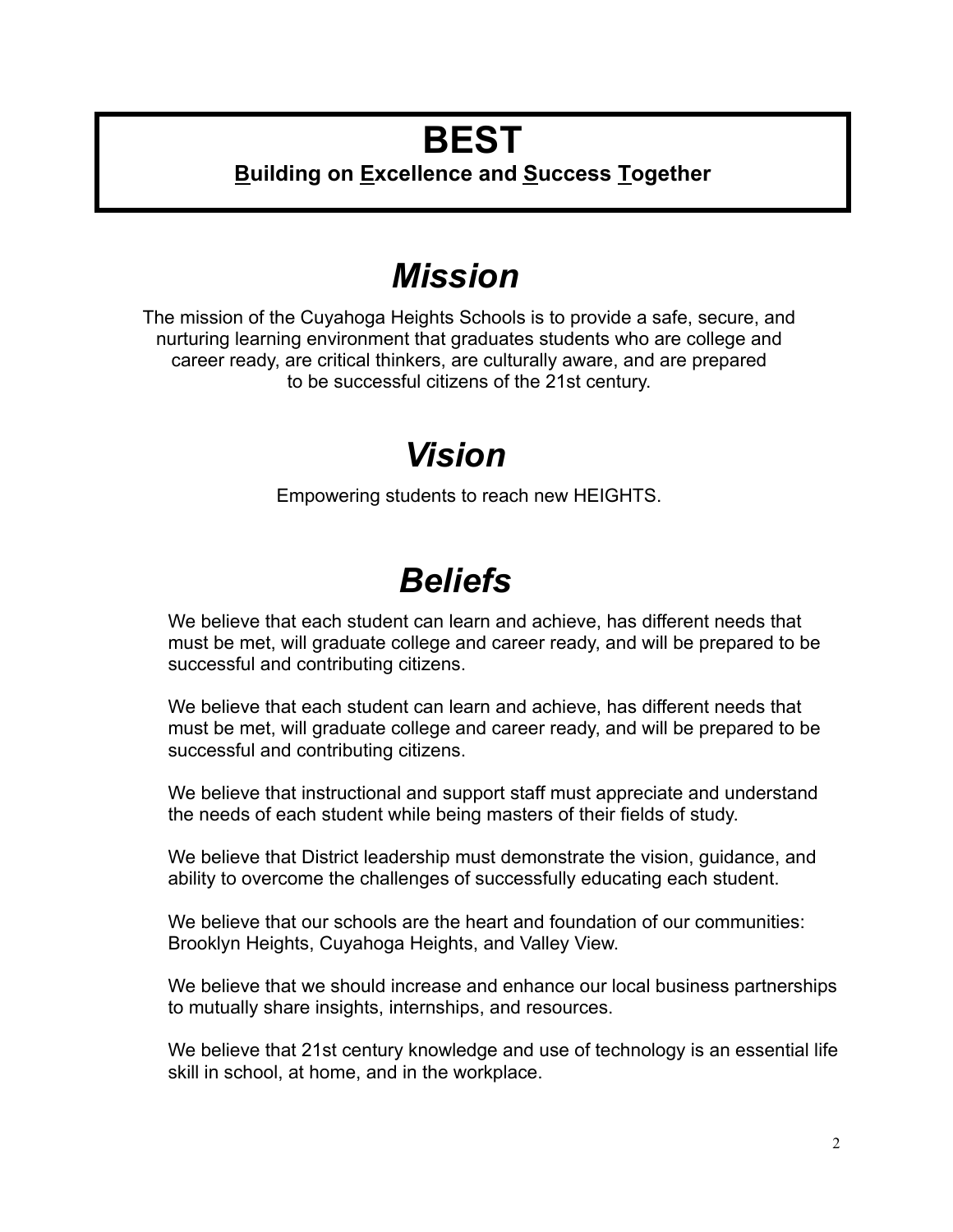# BEST

**<u>B</u>uilding on <u>E</u>xcellence and <u>S</u>uccess <u>T</u>ogether**

## *Mission*

The mission of the Cuyahoga Heights Schools is to provide a safe, secure, and nurturing learning environment that graduates students who are college and career ready, are critical thinkers, are culturally aware, and are prepared to be successful citizens of the 21st century.

## *Vision*

Empowering students to reach new HEIGHTS.

## *Beliefs*

We believe that each student can learn and achieve, has different needs that must be met, will graduate college and career ready, and will be prepared to be successful and contributing citizens.

We believe that each student can learn and achieve, has different needs that must be met, will graduate college and career ready, and will be prepared to be successful and contributing citizens.

We believe that instructional and support staff must appreciate and understand the needs of each student while being masters of their fields of study.

We believe that District leadership must demonstrate the vision, guidance, and ability to overcome the challenges of successfully educating each student.

We believe that our schools are the heart and foundation of our communities: Brooklyn Heights, Cuyahoga Heights, and Valley View.

We believe that we should increase and enhance our local business partnerships to mutually share insights, internships, and resources.

We believe that 21st century knowledge and use of technology is an essential life skill in school, at home, and in the workplace.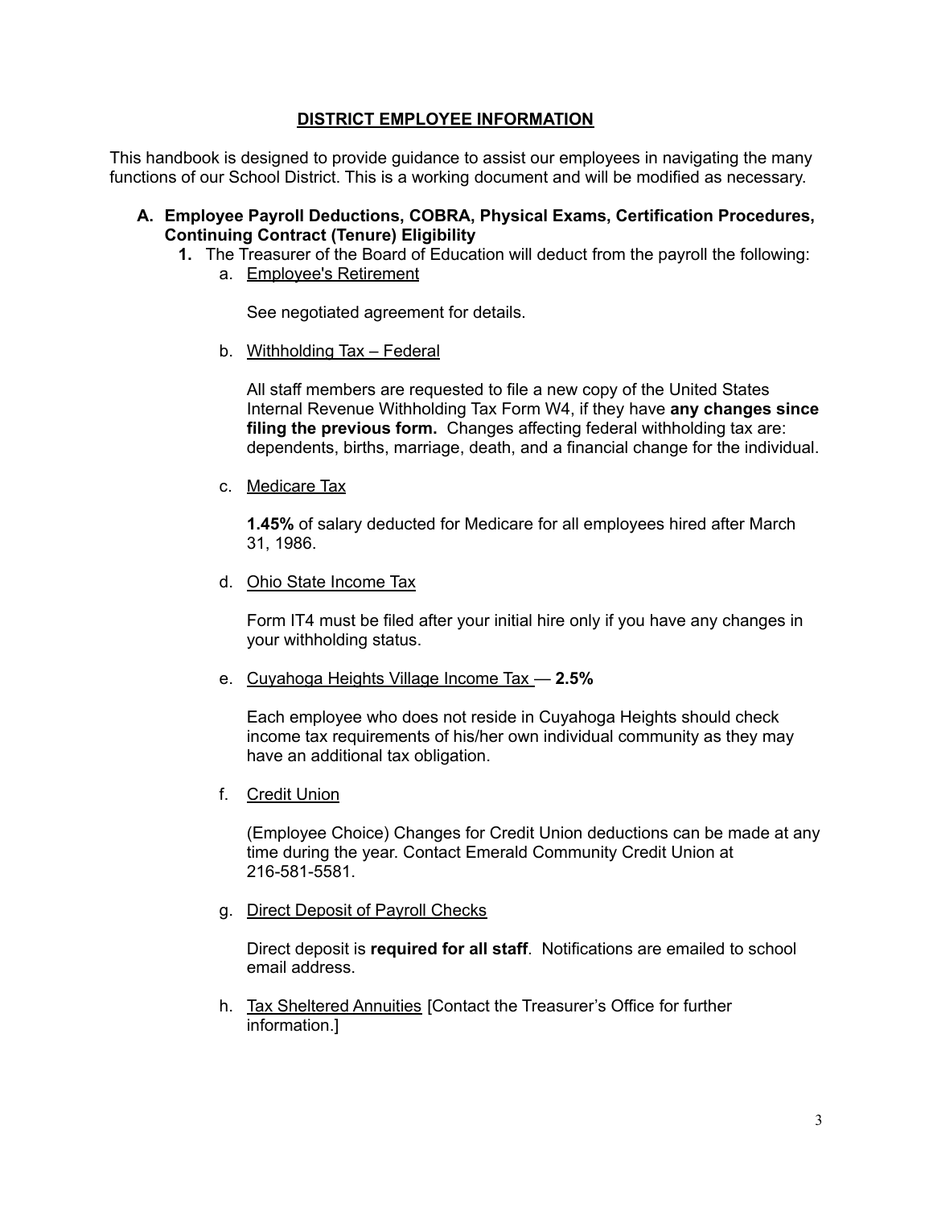# DISTRICT EMPLOYEE INFORMATION

This handbook is designed to provide guidance to assist our employees in navigating the many functions of our School District. This is a working document and will be modified as necessary.

## A. Employee Payroll Deductions, COBRA, Physical Exams, Certification Procedures, Continuing Contract (Tenure) Eligibility

1. The Treasurer of the Board of Education will deduct from the payroll the following:

   a. Employee's Retirement

      See negotiated agreement for details.

   b. Withholding Tax – Federal

      All staff members are requested to file a new copy of the United States Internal Revenue Withholding Tax Form W4, if they have **any changes since filing the previous form.** Changes affecting federal withholding tax are: dependents, births, marriage, death, and a financial change for the individual.

   c. Medicare Tax

      **1.45%** of salary deducted for Medicare for all employees hired after March 31, 1986.

   d. Ohio State Income Tax

      Form IT4 must be filed after your initial hire only if you have any changes in your withholding status.

   e. Cuyahoga Heights Village Income Tax — **2.5%**

      Each employee who does not reside in Cuyahoga Heights should check income tax requirements of his/her own individual community as they may have an additional tax obligation.

   f. Credit Union

      (Employee Choice) Changes for Credit Union deductions can be made at any time during the year. Contact Emerald Community Credit Union at 216-581-5581.

   g. Direct Deposit of Payroll Checks

      Direct deposit is **required for all staff**. Notifications are emailed to school email address.

   h. Tax Sheltered Annuities [Contact the Treasurer's Office for further information.]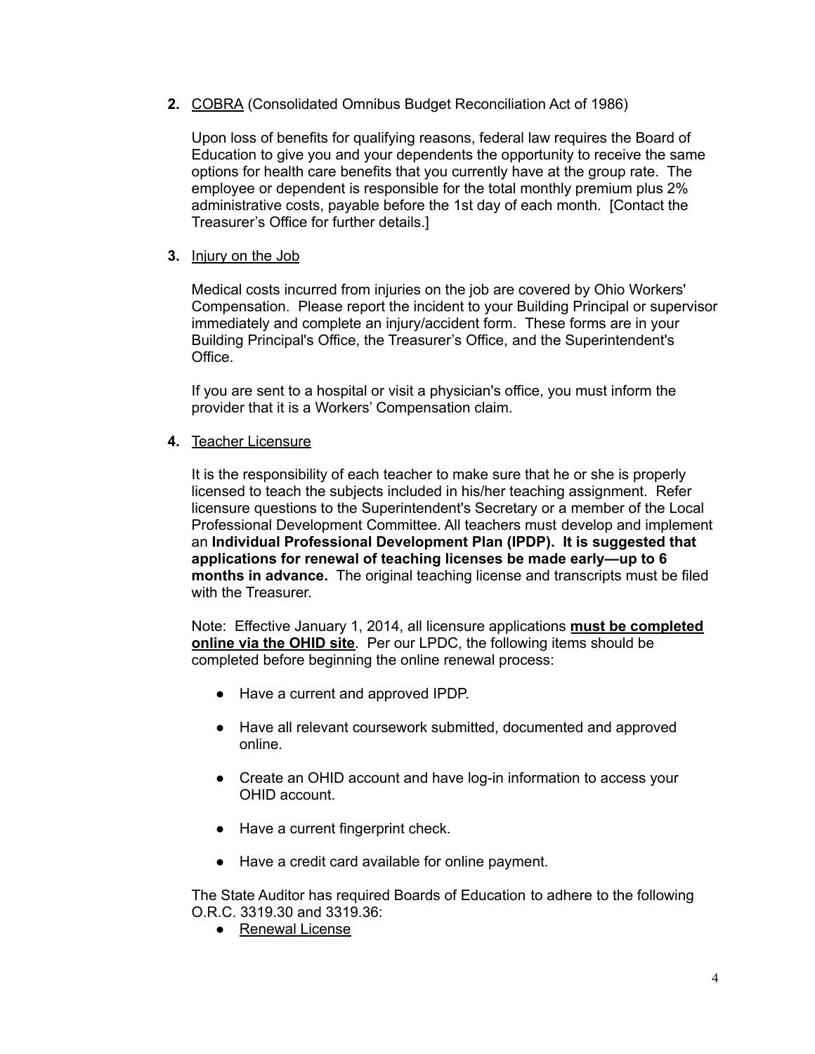**2.** <u>COBRA</u> (Consolidated Omnibus Budget Reconciliation Act of 1986)

Upon loss of benefits for qualifying reasons, federal law requires the Board of Education to give you and your dependents the opportunity to receive the same options for health care benefits that you currently have at the group rate. The employee or dependent is responsible for the total monthly premium plus 2% administrative costs, payable before the 1st day of each month. [Contact the Treasurer's Office for further details.]

**3.** <u>Injury on the Job</u>

Medical costs incurred from injuries on the job are covered by Ohio Workers' Compensation. Please report the incident to your Building Principal or supervisor immediately and complete an injury/accident form. These forms are in your Building Principal's Office, the Treasurer's Office, and the Superintendent's Office.

If you are sent to a hospital or visit a physician's office, you must inform the provider that it is a Workers' Compensation claim.

**4.** <u>Teacher Licensure</u>

It is the responsibility of each teacher to make sure that he or she is properly licensed to teach the subjects included in his/her teaching assignment. Refer licensure questions to the Superintendent's Secretary or a member of the Local Professional Development Committee. All teachers must develop and implement an **Individual Professional Development Plan (IPDP). It is suggested that applications for renewal of teaching licenses be made early—up to 6 months in advance.** The original teaching license and transcripts must be filed with the Treasurer.

Note: Effective January 1, 2014, all licensure applications **<u>must be completed online via the OHID site</u>**. Per our LPDC, the following items should be completed before beginning the online renewal process:

- Have a current and approved IPDP.
- Have all relevant coursework submitted, documented and approved online.
- Create an OHID account and have log-in information to access your OHID account.
- Have a current fingerprint check.
- Have a credit card available for online payment.

The State Auditor has required Boards of Education to adhere to the following O.R.C. 3319.30 and 3319.36:

- <u>Renewal License</u>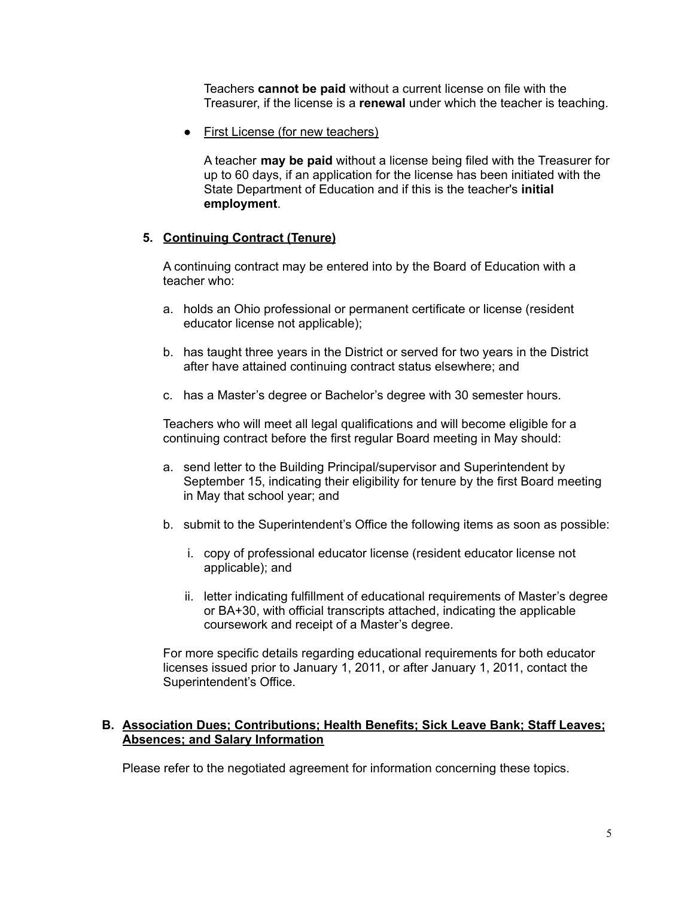Teachers **cannot be paid** without a current license on file with the Treasurer, if the license is a **renewal** under which the teacher is teaching.

- First License (for new teachers)

  A teacher **may be paid** without a license being filed with the Treasurer for up to 60 days, if an application for the license has been initiated with the State Department of Education and if this is the teacher's **initial employment**.

### 5. Continuing Contract (Tenure)

A continuing contract may be entered into by the Board of Education with a teacher who:

a. holds an Ohio professional or permanent certificate or license (resident educator license not applicable);

b. has taught three years in the District or served for two years in the District after have attained continuing contract status elsewhere; and

c. has a Master's degree or Bachelor's degree with 30 semester hours.

Teachers who will meet all legal qualifications and will become eligible for a continuing contract before the first regular Board meeting in May should:

a. send letter to the Building Principal/supervisor and Superintendent by September 15, indicating their eligibility for tenure by the first Board meeting in May that school year; and

b. submit to the Superintendent's Office the following items as soon as possible:

   i. copy of professional educator license (resident educator license not applicable); and

   ii. letter indicating fulfillment of educational requirements of Master's degree or BA+30, with official transcripts attached, indicating the applicable coursework and receipt of a Master's degree.

For more specific details regarding educational requirements for both educator licenses issued prior to January 1, 2011, or after January 1, 2011, contact the Superintendent's Office.

## B. Association Dues; Contributions; Health Benefits; Sick Leave Bank; Staff Leaves; Absences; and Salary Information

Please refer to the negotiated agreement for information concerning these topics.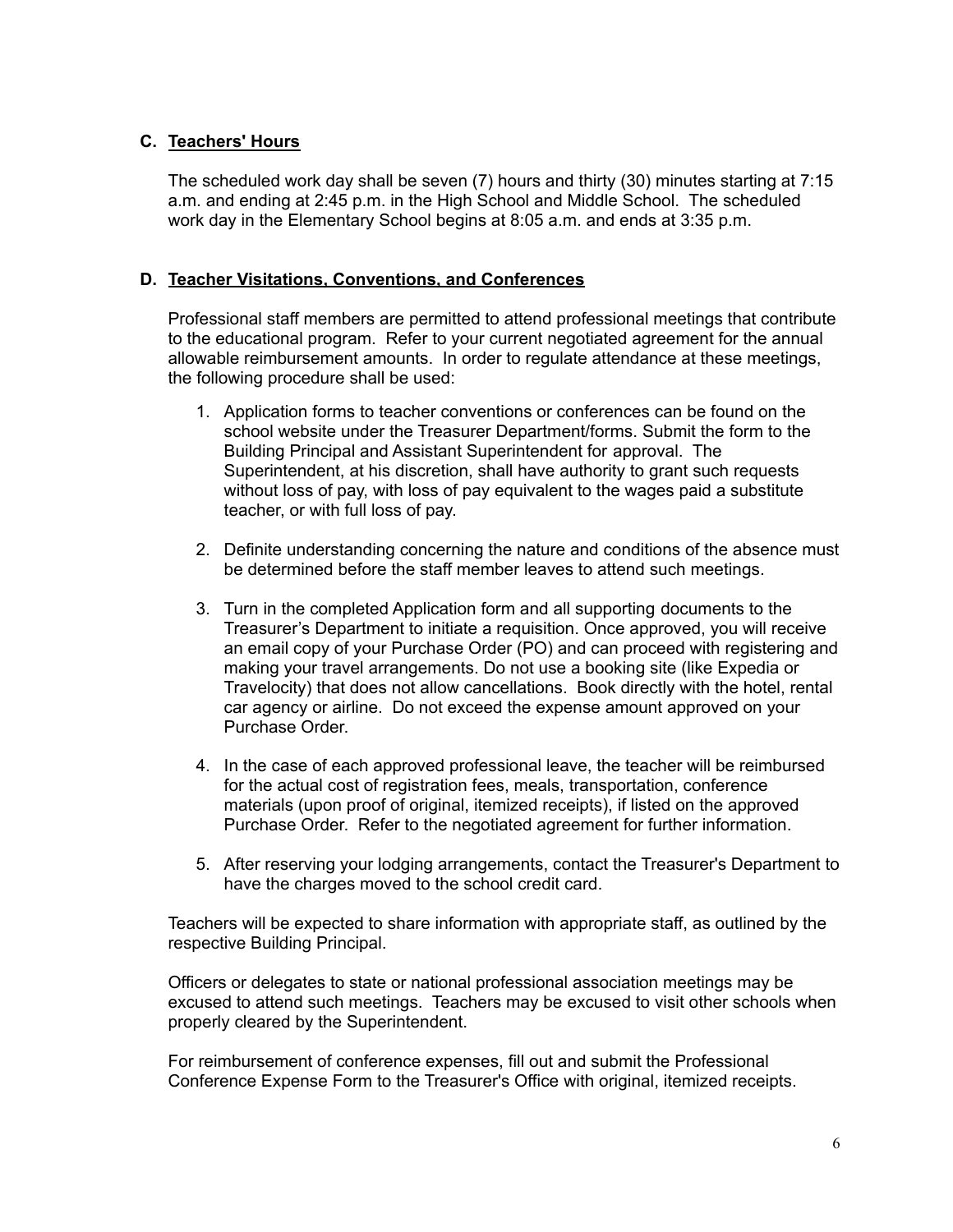### C. Teachers' Hours

The scheduled work day shall be seven (7) hours and thirty (30) minutes starting at 7:15 a.m. and ending at 2:45 p.m. in the High School and Middle School. The scheduled work day in the Elementary School begins at 8:05 a.m. and ends at 3:35 p.m.

### D. Teacher Visitations, Conventions, and Conferences

Professional staff members are permitted to attend professional meetings that contribute to the educational program. Refer to your current negotiated agreement for the annual allowable reimbursement amounts. In order to regulate attendance at these meetings, the following procedure shall be used:

1. Application forms to teacher conventions or conferences can be found on the school website under the Treasurer Department/forms. Submit the form to the Building Principal and Assistant Superintendent for approval. The Superintendent, at his discretion, shall have authority to grant such requests without loss of pay, with loss of pay equivalent to the wages paid a substitute teacher, or with full loss of pay.

2. Definite understanding concerning the nature and conditions of the absence must be determined before the staff member leaves to attend such meetings.

3. Turn in the completed Application form and all supporting documents to the Treasurer's Department to initiate a requisition. Once approved, you will receive an email copy of your Purchase Order (PO) and can proceed with registering and making your travel arrangements. Do not use a booking site (like Expedia or Travelocity) that does not allow cancellations. Book directly with the hotel, rental car agency or airline. Do not exceed the expense amount approved on your Purchase Order.

4. In the case of each approved professional leave, the teacher will be reimbursed for the actual cost of registration fees, meals, transportation, conference materials (upon proof of original, itemized receipts), if listed on the approved Purchase Order. Refer to the negotiated agreement for further information.

5. After reserving your lodging arrangements, contact the Treasurer's Department to have the charges moved to the school credit card.

Teachers will be expected to share information with appropriate staff, as outlined by the respective Building Principal.

Officers or delegates to state or national professional association meetings may be excused to attend such meetings. Teachers may be excused to visit other schools when properly cleared by the Superintendent.

For reimbursement of conference expenses, fill out and submit the Professional Conference Expense Form to the Treasurer's Office with original, itemized receipts.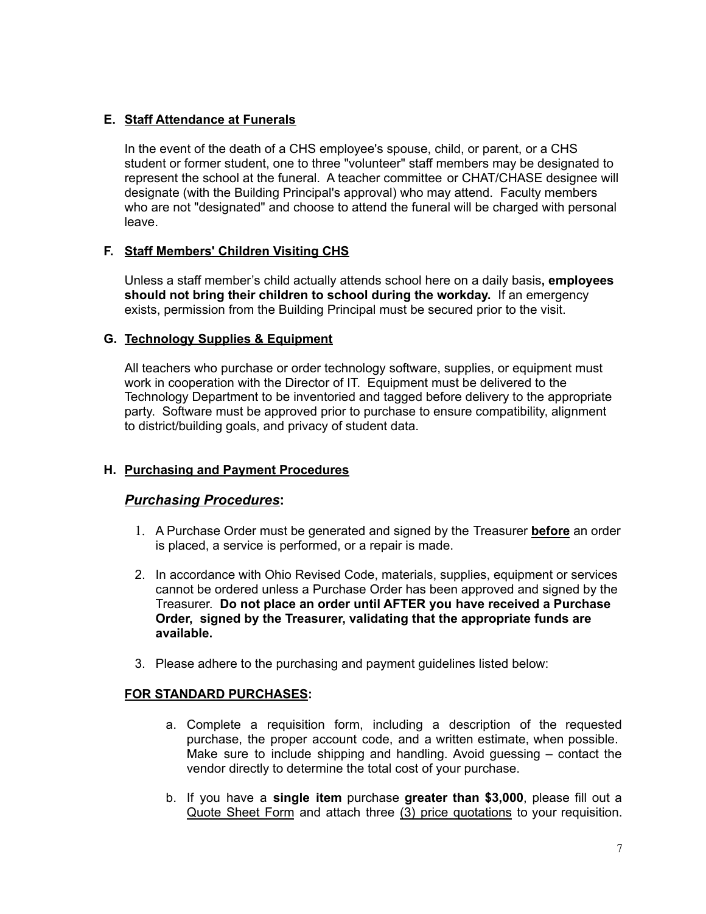### E. <u>Staff Attendance at Funerals</u>

In the event of the death of a CHS employee's spouse, child, or parent, or a CHS student or former student, one to three "volunteer" staff members may be designated to represent the school at the funeral. A teacher committee or CHAT/CHASE designee will designate (with the Building Principal's approval) who may attend. Faculty members who are not "designated" and choose to attend the funeral will be charged with personal leave.

### F. <u>Staff Members' Children Visiting CHS</u>

Unless a staff member's child actually attends school here on a daily basis**, employees should not bring their children to school during the workday.** If an emergency exists, permission from the Building Principal must be secured prior to the visit.

### G. <u>Technology Supplies & Equipment</u>

All teachers who purchase or order technology software, supplies, or equipment must work in cooperation with the Director of IT. Equipment must be delivered to the Technology Department to be inventoried and tagged before delivery to the appropriate party. Software must be approved prior to purchase to ensure compatibility, alignment to district/building goals, and privacy of student data.

### H. <u>Purchasing and Payment Procedures</u>

#### ***<u>Purchasing Procedures</u>*:**

1. A Purchase Order must be generated and signed by the Treasurer **<u>before</u>** an order is placed, a service is performed, or a repair is made.

2. In accordance with Ohio Revised Code, materials, supplies, equipment or services cannot be ordered unless a Purchase Order has been approved and signed by the Treasurer. **Do not place an order until AFTER you have received a Purchase Order, signed by the Treasurer, validating that the appropriate funds are available.**

3. Please adhere to the purchasing and payment guidelines listed below:

**<u>FOR STANDARD PURCHASES</u>:**

a. Complete a requisition form, including a description of the requested purchase, the proper account code, and a written estimate, when possible. Make sure to include shipping and handling. Avoid guessing – contact the vendor directly to determine the total cost of your purchase.

b. If you have a **single item** purchase **greater than $3,000**, please fill out a <u>Quote Sheet Form</u> and attach three <u>(3) price quotations</u> to your requisition.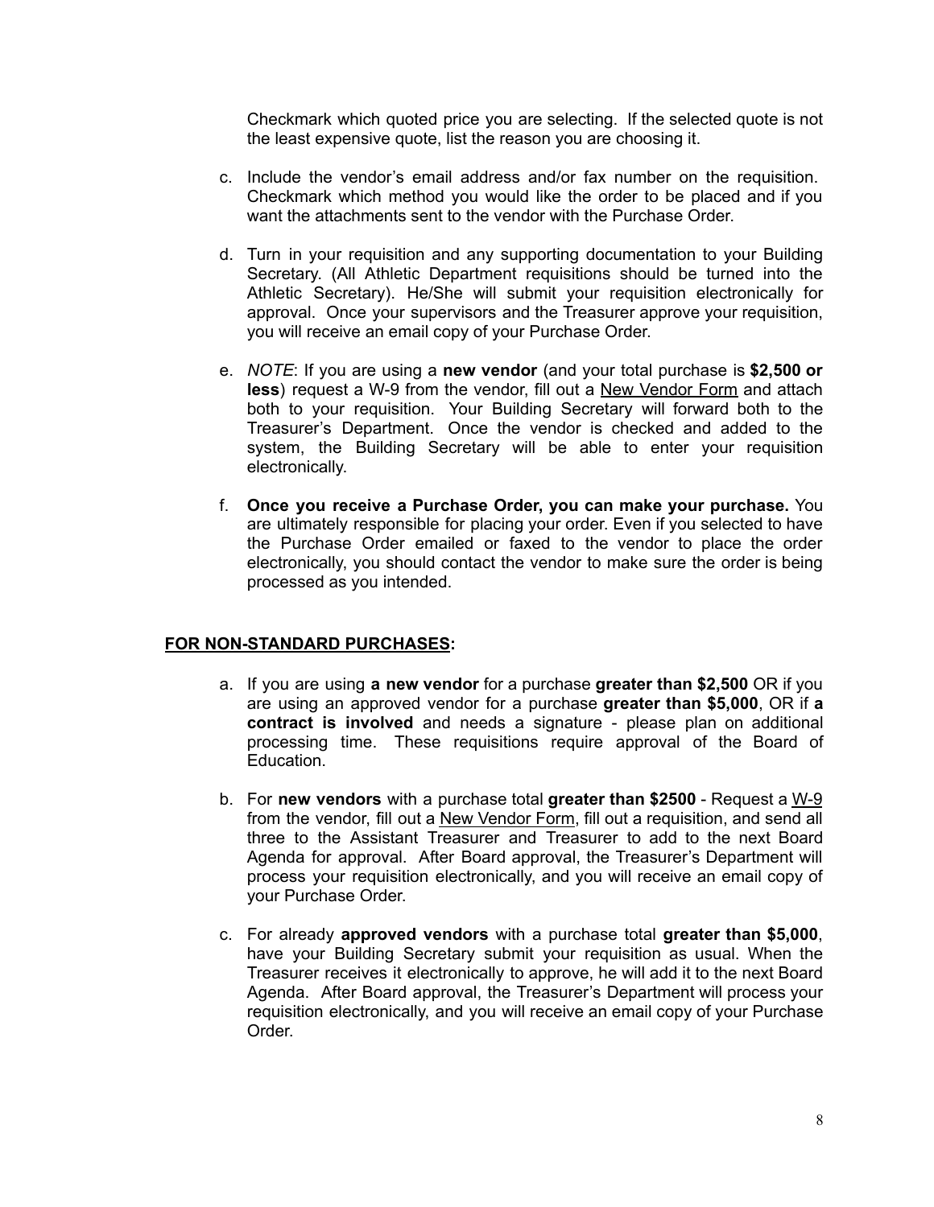Checkmark which quoted price you are selecting. If the selected quote is not the least expensive quote, list the reason you are choosing it.

c. Include the vendor's email address and/or fax number on the requisition. Checkmark which method you would like the order to be placed and if you want the attachments sent to the vendor with the Purchase Order.

d. Turn in your requisition and any supporting documentation to your Building Secretary. (All Athletic Department requisitions should be turned into the Athletic Secretary). He/She will submit your requisition electronically for approval. Once your supervisors and the Treasurer approve your requisition, you will receive an email copy of your Purchase Order.

e. *NOTE*: If you are using a **new vendor** (and your total purchase is **$2,500 or less**) request a W-9 from the vendor, fill out a New Vendor Form and attach both to your requisition. Your Building Secretary will forward both to the Treasurer's Department. Once the vendor is checked and added to the system, the Building Secretary will be able to enter your requisition electronically.

f. **Once you receive a Purchase Order, you can make your purchase.** You are ultimately responsible for placing your order. Even if you selected to have the Purchase Order emailed or faxed to the vendor to place the order electronically, you should contact the vendor to make sure the order is being processed as you intended.

**FOR NON-STANDARD PURCHASES:**

a. If you are using **a new vendor** for a purchase **greater than $2,500** OR if you are using an approved vendor for a purchase **greater than $5,000**, OR if **a contract is involved** and needs a signature - please plan on additional processing time. These requisitions require approval of the Board of Education.

b. For **new vendors** with a purchase total **greater than $2500** - Request a W-9 from the vendor, fill out a New Vendor Form, fill out a requisition, and send all three to the Assistant Treasurer and Treasurer to add to the next Board Agenda for approval. After Board approval, the Treasurer's Department will process your requisition electronically, and you will receive an email copy of your Purchase Order.

c. For already **approved vendors** with a purchase total **greater than $5,000**, have your Building Secretary submit your requisition as usual. When the Treasurer receives it electronically to approve, he will add it to the next Board Agenda. After Board approval, the Treasurer's Department will process your requisition electronically, and you will receive an email copy of your Purchase Order.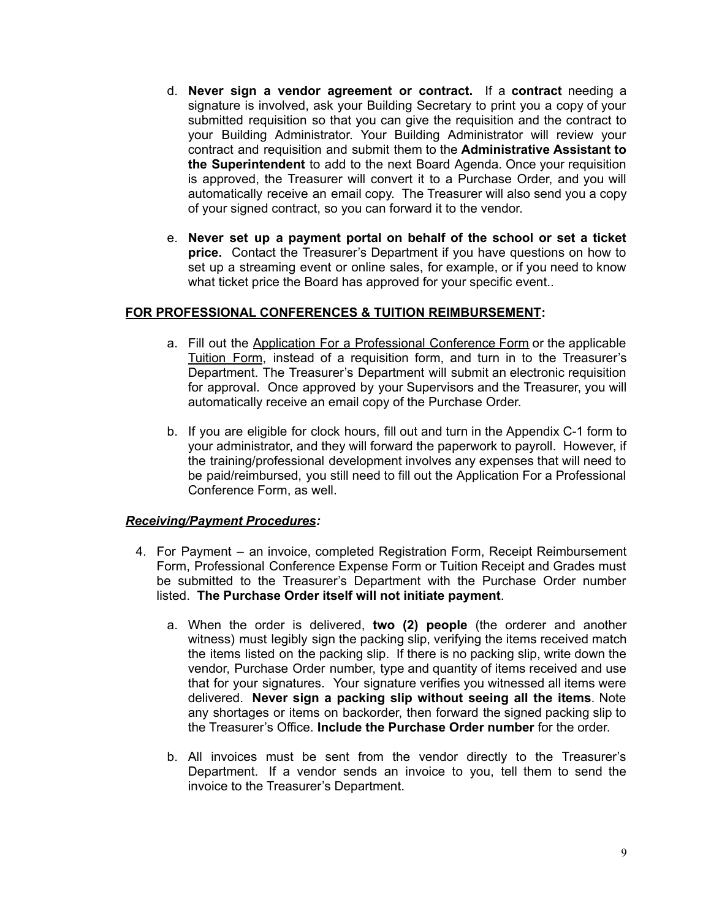d. **Never sign a vendor agreement or contract.** If a **contract** needing a signature is involved, ask your Building Secretary to print you a copy of your submitted requisition so that you can give the requisition and the contract to your Building Administrator. Your Building Administrator will review your contract and requisition and submit them to the **Administrative Assistant to the Superintendent** to add to the next Board Agenda. Once your requisition is approved, the Treasurer will convert it to a Purchase Order, and you will automatically receive an email copy. The Treasurer will also send you a copy of your signed contract, so you can forward it to the vendor.

e. **Never set up a payment portal on behalf of the school or set a ticket price.** Contact the Treasurer's Department if you have questions on how to set up a streaming event or online sales, for example, or if you need to know what ticket price the Board has approved for your specific event..

**FOR PROFESSIONAL CONFERENCES & TUITION REIMBURSEMENT:**

a. Fill out the Application For a Professional Conference Form or the applicable Tuition Form, instead of a requisition form, and turn in to the Treasurer's Department. The Treasurer's Department will submit an electronic requisition for approval. Once approved by your Supervisors and the Treasurer, you will automatically receive an email copy of the Purchase Order.

b. If you are eligible for clock hours, fill out and turn in the Appendix C-1 form to your administrator, and they will forward the paperwork to payroll. However, if the training/professional development involves any expenses that will need to be paid/reimbursed, you still need to fill out the Application For a Professional Conference Form, as well.

***Receiving/Payment Procedures:***

4. For Payment – an invoice, completed Registration Form, Receipt Reimbursement Form, Professional Conference Expense Form or Tuition Receipt and Grades must be submitted to the Treasurer's Department with the Purchase Order number listed. **The Purchase Order itself will not initiate payment**.

   a. When the order is delivered, **two (2) people** (the orderer and another witness) must legibly sign the packing slip, verifying the items received match the items listed on the packing slip. If there is no packing slip, write down the vendor, Purchase Order number, type and quantity of items received and use that for your signatures. Your signature verifies you witnessed all items were delivered. **Never sign a packing slip without seeing all the items**. Note any shortages or items on backorder, then forward the signed packing slip to the Treasurer's Office. **Include the Purchase Order number** for the order.

   b. All invoices must be sent from the vendor directly to the Treasurer's Department. If a vendor sends an invoice to you, tell them to send the invoice to the Treasurer's Department.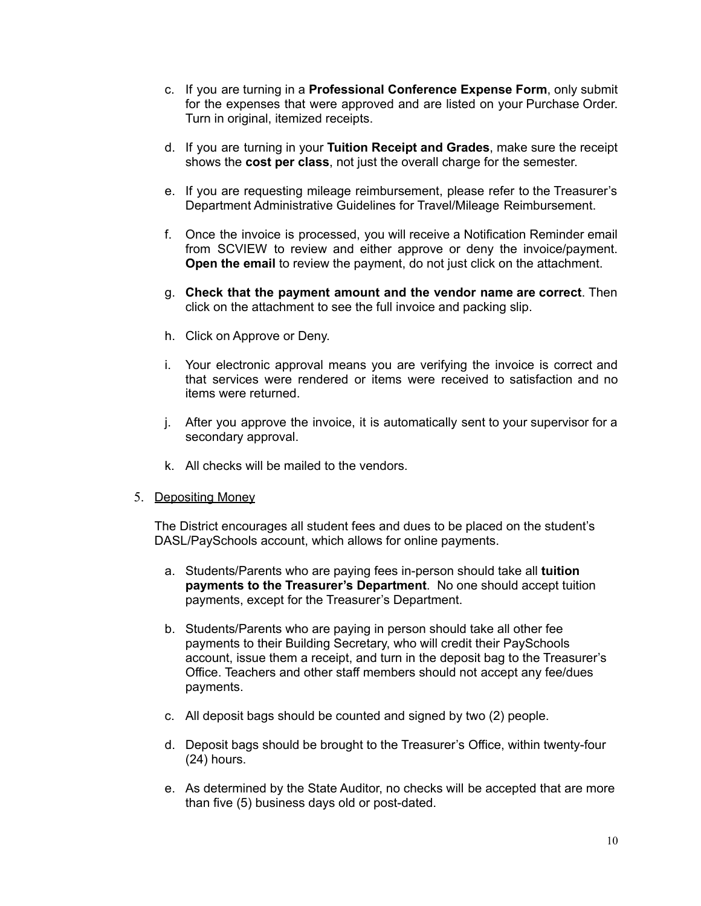c. If you are turning in a **Professional Conference Expense Form**, only submit for the expenses that were approved and are listed on your Purchase Order. Turn in original, itemized receipts.

d. If you are turning in your **Tuition Receipt and Grades**, make sure the receipt shows the **cost per class**, not just the overall charge for the semester.

e. If you are requesting mileage reimbursement, please refer to the Treasurer's Department Administrative Guidelines for Travel/Mileage Reimbursement.

f. Once the invoice is processed, you will receive a Notification Reminder email from SCVIEW to review and either approve or deny the invoice/payment. **Open the email** to review the payment, do not just click on the attachment.

g. **Check that the payment amount and the vendor name are correct**. Then click on the attachment to see the full invoice and packing slip.

h. Click on Approve or Deny.

i. Your electronic approval means you are verifying the invoice is correct and that services were rendered or items were received to satisfaction and no items were returned.

j. After you approve the invoice, it is automatically sent to your supervisor for a secondary approval.

k. All checks will be mailed to the vendors.

5. <u>Depositing Money</u>

The District encourages all student fees and dues to be placed on the student's DASL/PaySchools account, which allows for online payments.

a. Students/Parents who are paying fees in-person should take all **tuition payments to the Treasurer's Department**. No one should accept tuition payments, except for the Treasurer's Department.

b. Students/Parents who are paying in person should take all other fee payments to their Building Secretary, who will credit their PaySchools account, issue them a receipt, and turn in the deposit bag to the Treasurer's Office. Teachers and other staff members should not accept any fee/dues payments.

c. All deposit bags should be counted and signed by two (2) people.

d. Deposit bags should be brought to the Treasurer's Office, within twenty-four (24) hours.

e. As determined by the State Auditor, no checks will be accepted that are more than five (5) business days old or post-dated.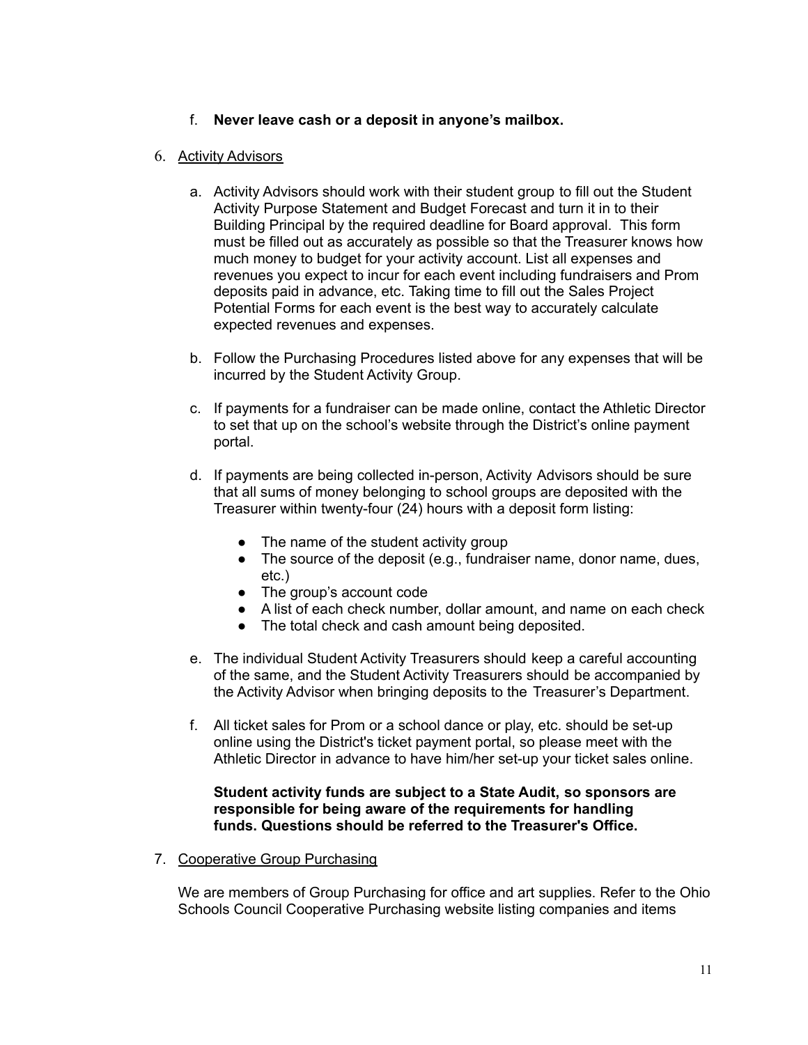f. **Never leave cash or a deposit in anyone's mailbox.**

6. <u>Activity Advisors</u>

   a. Activity Advisors should work with their student group to fill out the Student Activity Purpose Statement and Budget Forecast and turn it in to their Building Principal by the required deadline for Board approval. This form must be filled out as accurately as possible so that the Treasurer knows how much money to budget for your activity account. List all expenses and revenues you expect to incur for each event including fundraisers and Prom deposits paid in advance, etc. Taking time to fill out the Sales Project Potential Forms for each event is the best way to accurately calculate expected revenues and expenses.

   b. Follow the Purchasing Procedures listed above for any expenses that will be incurred by the Student Activity Group.

   c. If payments for a fundraiser can be made online, contact the Athletic Director to set that up on the school's website through the District's online payment portal.

   d. If payments are being collected in-person, Activity Advisors should be sure that all sums of money belonging to school groups are deposited with the Treasurer within twenty-four (24) hours with a deposit form listing:

      - The name of the student activity group
      - The source of the deposit (e.g., fundraiser name, donor name, dues, etc.)
      - The group's account code
      - A list of each check number, dollar amount, and name on each check
      - The total check and cash amount being deposited.

   e. The individual Student Activity Treasurers should keep a careful accounting of the same, and the Student Activity Treasurers should be accompanied by the Activity Advisor when bringing deposits to the Treasurer's Department.

   f. All ticket sales for Prom or a school dance or play, etc. should be set-up online using the District's ticket payment portal, so please meet with the Athletic Director in advance to have him/her set-up your ticket sales online.

   **Student activity funds are subject to a State Audit, so sponsors are responsible for being aware of the requirements for handling funds. Questions should be referred to the Treasurer's Office.**

7. <u>Cooperative Group Purchasing</u>

   We are members of Group Purchasing for office and art supplies. Refer to the Ohio Schools Council Cooperative Purchasing website listing companies and items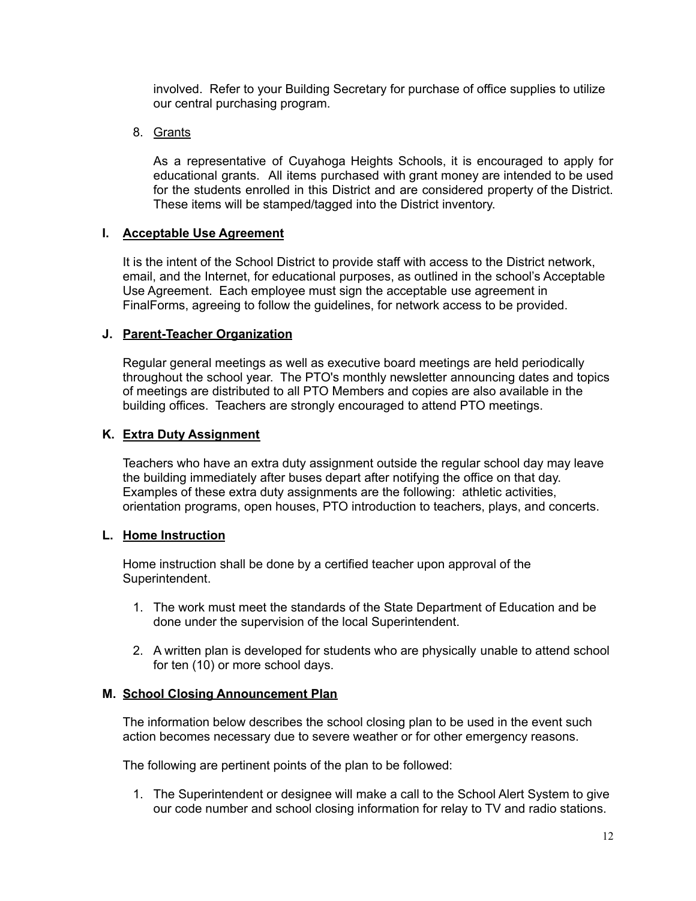involved. Refer to your Building Secretary for purchase of office supplies to utilize our central purchasing program.

8. Grants

   As a representative of Cuyahoga Heights Schools, it is encouraged to apply for educational grants. All items purchased with grant money are intended to be used for the students enrolled in this District and are considered property of the District. These items will be stamped/tagged into the District inventory.

## I. Acceptable Use Agreement

It is the intent of the School District to provide staff with access to the District network, email, and the Internet, for educational purposes, as outlined in the school's Acceptable Use Agreement. Each employee must sign the acceptable use agreement in FinalForms, agreeing to follow the guidelines, for network access to be provided.

## J. Parent-Teacher Organization

Regular general meetings as well as executive board meetings are held periodically throughout the school year. The PTO's monthly newsletter announcing dates and topics of meetings are distributed to all PTO Members and copies are also available in the building offices. Teachers are strongly encouraged to attend PTO meetings.

## K. Extra Duty Assignment

Teachers who have an extra duty assignment outside the regular school day may leave the building immediately after buses depart after notifying the office on that day. Examples of these extra duty assignments are the following: athletic activities, orientation programs, open houses, PTO introduction to teachers, plays, and concerts.

## L. Home Instruction

Home instruction shall be done by a certified teacher upon approval of the Superintendent.

1. The work must meet the standards of the State Department of Education and be done under the supervision of the local Superintendent.
2. A written plan is developed for students who are physically unable to attend school for ten (10) or more school days.

## M. School Closing Announcement Plan

The information below describes the school closing plan to be used in the event such action becomes necessary due to severe weather or for other emergency reasons.

The following are pertinent points of the plan to be followed:

1. The Superintendent or designee will make a call to the School Alert System to give our code number and school closing information for relay to TV and radio stations.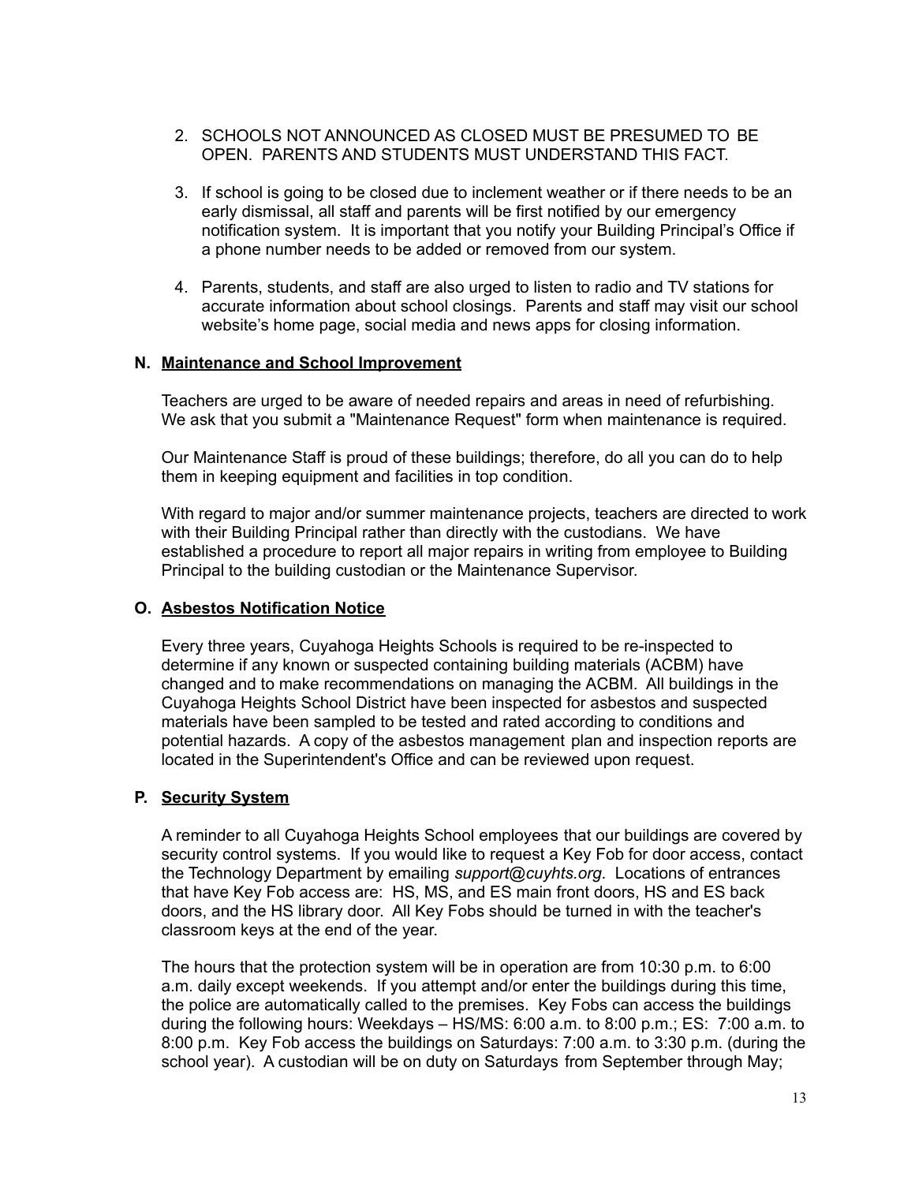2. SCHOOLS NOT ANNOUNCED AS CLOSED MUST BE PRESUMED TO BE OPEN. PARENTS AND STUDENTS MUST UNDERSTAND THIS FACT.

3. If school is going to be closed due to inclement weather or if there needs to be an early dismissal, all staff and parents will be first notified by our emergency notification system. It is important that you notify your Building Principal's Office if a phone number needs to be added or removed from our system.

4. Parents, students, and staff are also urged to listen to radio and TV stations for accurate information about school closings. Parents and staff may visit our school website's home page, social media and news apps for closing information.

### N. Maintenance and School Improvement

Teachers are urged to be aware of needed repairs and areas in need of refurbishing. We ask that you submit a "Maintenance Request" form when maintenance is required.

Our Maintenance Staff is proud of these buildings; therefore, do all you can do to help them in keeping equipment and facilities in top condition.

With regard to major and/or summer maintenance projects, teachers are directed to work with their Building Principal rather than directly with the custodians. We have established a procedure to report all major repairs in writing from employee to Building Principal to the building custodian or the Maintenance Supervisor.

### O. Asbestos Notification Notice

Every three years, Cuyahoga Heights Schools is required to be re-inspected to determine if any known or suspected containing building materials (ACBM) have changed and to make recommendations on managing the ACBM. All buildings in the Cuyahoga Heights School District have been inspected for asbestos and suspected materials have been sampled to be tested and rated according to conditions and potential hazards. A copy of the asbestos management plan and inspection reports are located in the Superintendent's Office and can be reviewed upon request.

### P. Security System

A reminder to all Cuyahoga Heights School employees that our buildings are covered by security control systems. If you would like to request a Key Fob for door access, contact the Technology Department by emailing *support@cuyhts.org*. Locations of entrances that have Key Fob access are: HS, MS, and ES main front doors, HS and ES back doors, and the HS library door. All Key Fobs should be turned in with the teacher's classroom keys at the end of the year.

The hours that the protection system will be in operation are from 10:30 p.m. to 6:00 a.m. daily except weekends. If you attempt and/or enter the buildings during this time, the police are automatically called to the premises. Key Fobs can access the buildings during the following hours: Weekdays – HS/MS: 6:00 a.m. to 8:00 p.m.; ES: 7:00 a.m. to 8:00 p.m. Key Fob access the buildings on Saturdays: 7:00 a.m. to 3:30 p.m. (during the school year). A custodian will be on duty on Saturdays from September through May;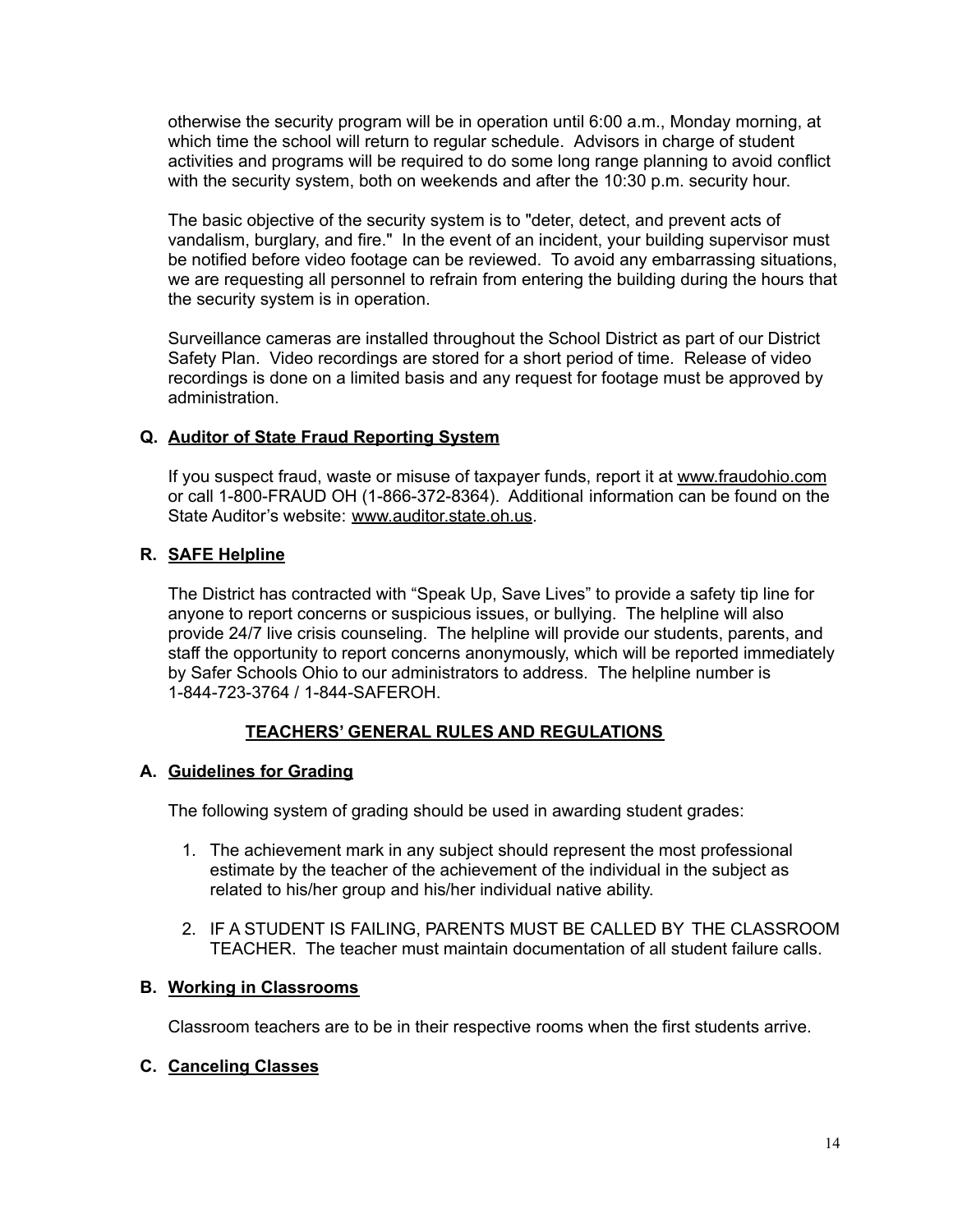otherwise the security program will be in operation until 6:00 a.m., Monday morning, at which time the school will return to regular schedule. Advisors in charge of student activities and programs will be required to do some long range planning to avoid conflict with the security system, both on weekends and after the 10:30 p.m. security hour.

The basic objective of the security system is to "deter, detect, and prevent acts of vandalism, burglary, and fire." In the event of an incident, your building supervisor must be notified before video footage can be reviewed. To avoid any embarrassing situations, we are requesting all personnel to refrain from entering the building during the hours that the security system is in operation.

Surveillance cameras are installed throughout the School District as part of our District Safety Plan. Video recordings are stored for a short period of time. Release of video recordings is done on a limited basis and any request for footage must be approved by administration.

### Q. Auditor of State Fraud Reporting System

If you suspect fraud, waste or misuse of taxpayer funds, report it at www.fraudohio.com or call 1-800-FRAUD OH (1-866-372-8364). Additional information can be found on the State Auditor's website: www.auditor.state.oh.us.

### R. SAFE Helpline

The District has contracted with "Speak Up, Save Lives" to provide a safety tip line for anyone to report concerns or suspicious issues, or bullying. The helpline will also provide 24/7 live crisis counseling. The helpline will provide our students, parents, and staff the opportunity to report concerns anonymously, which will be reported immediately by Safer Schools Ohio to our administrators to address. The helpline number is 1-844-723-3764 / 1-844-SAFEROH.

## TEACHERS' GENERAL RULES AND REGULATIONS

### A. Guidelines for Grading

The following system of grading should be used in awarding student grades:

1. The achievement mark in any subject should represent the most professional estimate by the teacher of the achievement of the individual in the subject as related to his/her group and his/her individual native ability.

2. IF A STUDENT IS FAILING, PARENTS MUST BE CALLED BY THE CLASSROOM TEACHER. The teacher must maintain documentation of all student failure calls.

### B. Working in Classrooms

Classroom teachers are to be in their respective rooms when the first students arrive.

### C. Canceling Classes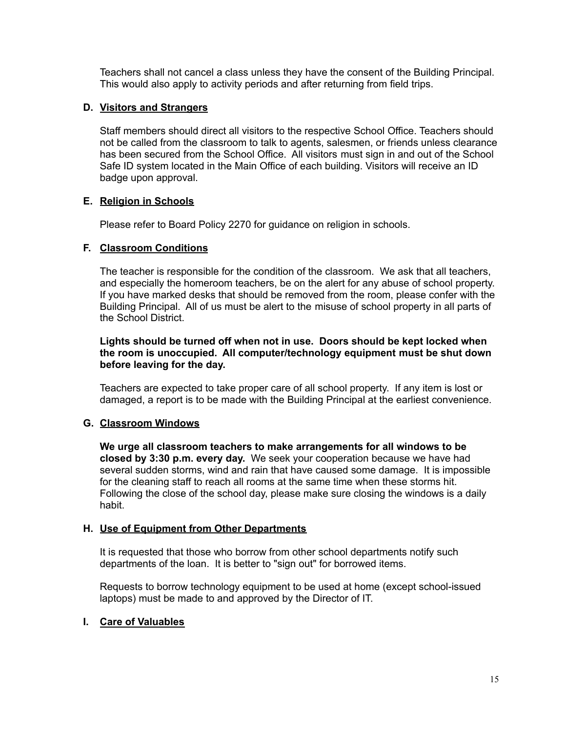Teachers shall not cancel a class unless they have the consent of the Building Principal. This would also apply to activity periods and after returning from field trips.

### D. Visitors and Strangers

Staff members should direct all visitors to the respective School Office. Teachers should not be called from the classroom to talk to agents, salesmen, or friends unless clearance has been secured from the School Office. All visitors must sign in and out of the School Safe ID system located in the Main Office of each building. Visitors will receive an ID badge upon approval.

### E. Religion in Schools

Please refer to Board Policy 2270 for guidance on religion in schools.

### F. Classroom Conditions

The teacher is responsible for the condition of the classroom. We ask that all teachers, and especially the homeroom teachers, be on the alert for any abuse of school property. If you have marked desks that should be removed from the room, please confer with the Building Principal. All of us must be alert to the misuse of school property in all parts of the School District.

**Lights should be turned off when not in use. Doors should be kept locked when the room is unoccupied. All computer/technology equipment must be shut down before leaving for the day.**

Teachers are expected to take proper care of all school property. If any item is lost or damaged, a report is to be made with the Building Principal at the earliest convenience.

### G. Classroom Windows

**We urge all classroom teachers to make arrangements for all windows to be closed by 3:30 p.m. every day.** We seek your cooperation because we have had several sudden storms, wind and rain that have caused some damage. It is impossible for the cleaning staff to reach all rooms at the same time when these storms hit. Following the close of the school day, please make sure closing the windows is a daily habit.

### H. Use of Equipment from Other Departments

It is requested that those who borrow from other school departments notify such departments of the loan. It is better to "sign out" for borrowed items.

Requests to borrow technology equipment to be used at home (except school-issued laptops) must be made to and approved by the Director of IT.

### I. Care of Valuables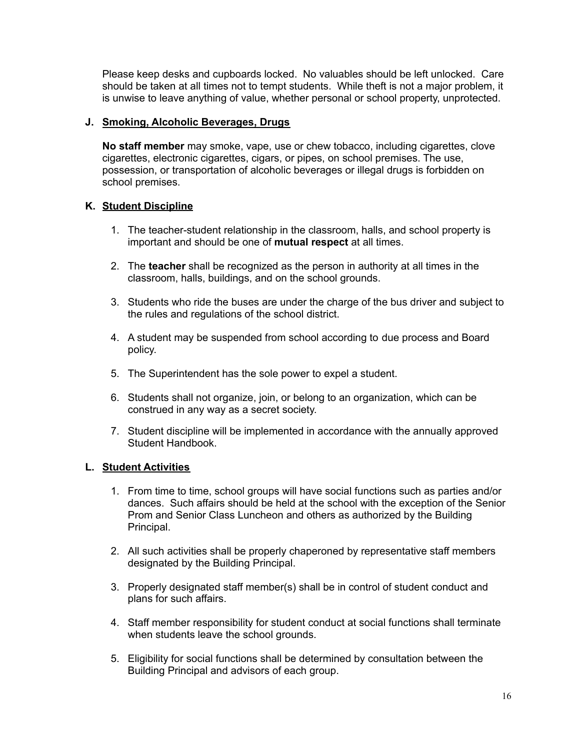Please keep desks and cupboards locked. No valuables should be left unlocked. Care should be taken at all times not to tempt students. While theft is not a major problem, it is unwise to leave anything of value, whether personal or school property, unprotected.

### J. <u>Smoking, Alcoholic Beverages, Drugs</u>

**No staff member** may smoke, vape, use or chew tobacco, including cigarettes, clove cigarettes, electronic cigarettes, cigars, or pipes, on school premises. The use, possession, or transportation of alcoholic beverages or illegal drugs is forbidden on school premises.

### K. <u>Student Discipline</u>

1. The teacher-student relationship in the classroom, halls, and school property is important and should be one of **mutual respect** at all times.
2. The **teacher** shall be recognized as the person in authority at all times in the classroom, halls, buildings, and on the school grounds.
3. Students who ride the buses are under the charge of the bus driver and subject to the rules and regulations of the school district.
4. A student may be suspended from school according to due process and Board policy.
5. The Superintendent has the sole power to expel a student.
6. Students shall not organize, join, or belong to an organization, which can be construed in any way as a secret society.
7. Student discipline will be implemented in accordance with the annually approved Student Handbook.

### L. <u>Student Activities</u>

1. From time to time, school groups will have social functions such as parties and/or dances. Such affairs should be held at the school with the exception of the Senior Prom and Senior Class Luncheon and others as authorized by the Building Principal.
2. All such activities shall be properly chaperoned by representative staff members designated by the Building Principal.
3. Properly designated staff member(s) shall be in control of student conduct and plans for such affairs.
4. Staff member responsibility for student conduct at social functions shall terminate when students leave the school grounds.
5. Eligibility for social functions shall be determined by consultation between the Building Principal and advisors of each group.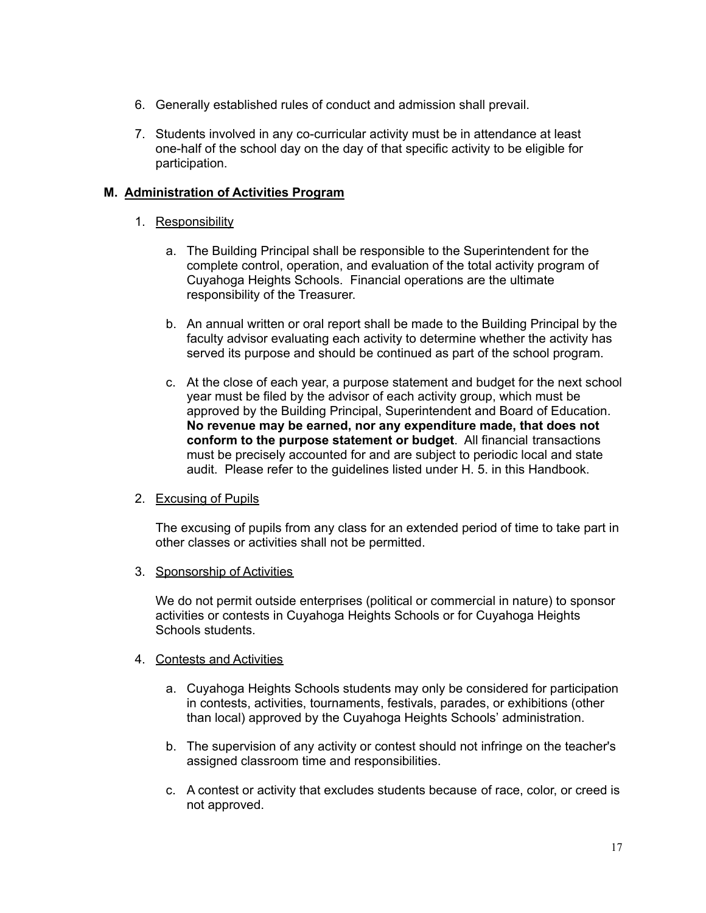6. Generally established rules of conduct and admission shall prevail.

7. Students involved in any co-curricular activity must be in attendance at least one-half of the school day on the day of that specific activity to be eligible for participation.

## M. Administration of Activities Program

1. Responsibility

    a. The Building Principal shall be responsible to the Superintendent for the complete control, operation, and evaluation of the total activity program of Cuyahoga Heights Schools. Financial operations are the ultimate responsibility of the Treasurer.

    b. An annual written or oral report shall be made to the Building Principal by the faculty advisor evaluating each activity to determine whether the activity has served its purpose and should be continued as part of the school program.

    c. At the close of each year, a purpose statement and budget for the next school year must be filed by the advisor of each activity group, which must be approved by the Building Principal, Superintendent and Board of Education. **No revenue may be earned, nor any expenditure made, that does not conform to the purpose statement or budget**. All financial transactions must be precisely accounted for and are subject to periodic local and state audit. Please refer to the guidelines listed under H. 5. in this Handbook.

2. Excusing of Pupils

    The excusing of pupils from any class for an extended period of time to take part in other classes or activities shall not be permitted.

3. Sponsorship of Activities

    We do not permit outside enterprises (political or commercial in nature) to sponsor activities or contests in Cuyahoga Heights Schools or for Cuyahoga Heights Schools students.

4. Contests and Activities

    a. Cuyahoga Heights Schools students may only be considered for participation in contests, activities, tournaments, festivals, parades, or exhibitions (other than local) approved by the Cuyahoga Heights Schools' administration.

    b. The supervision of any activity or contest should not infringe on the teacher's assigned classroom time and responsibilities.

    c. A contest or activity that excludes students because of race, color, or creed is not approved.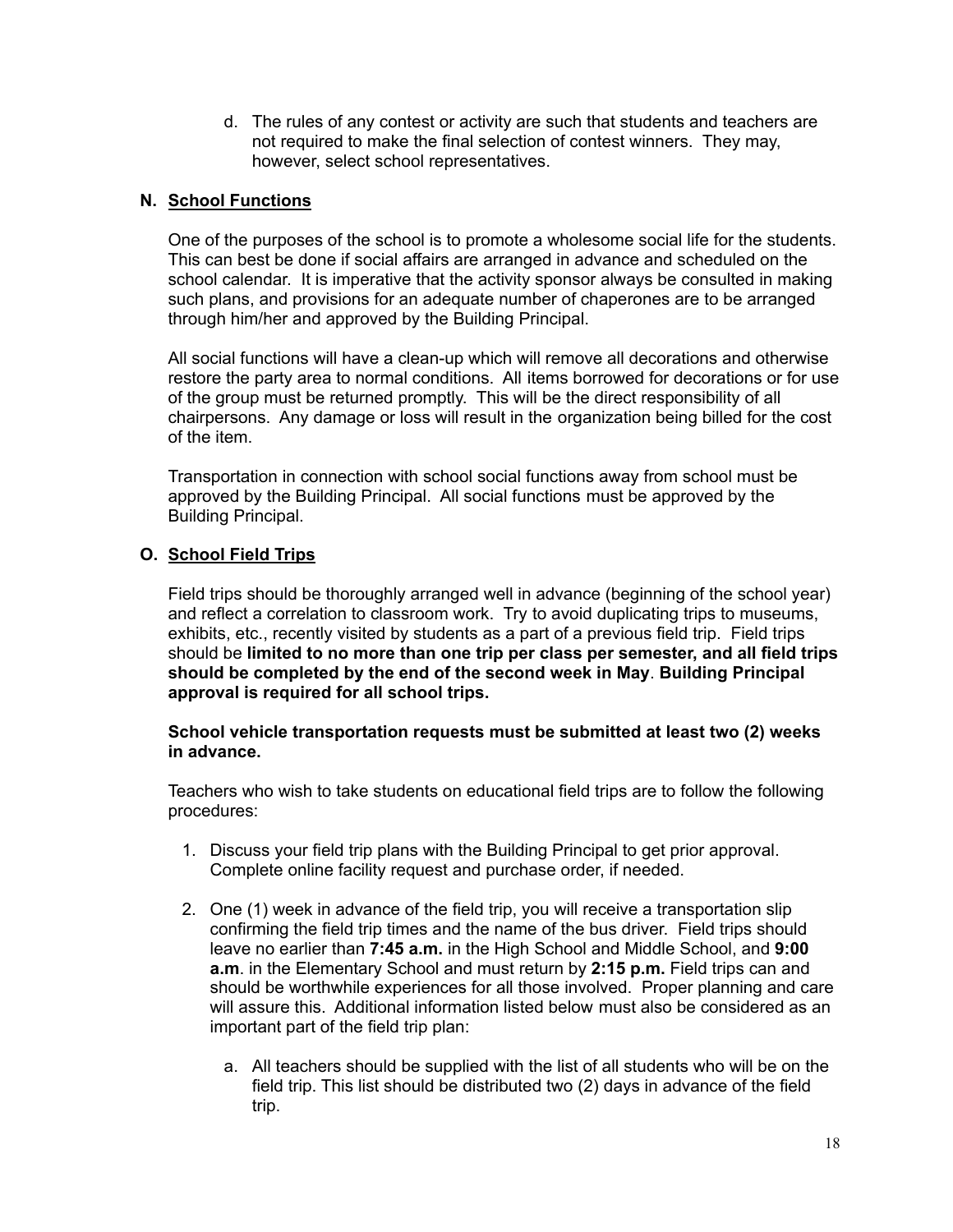d. The rules of any contest or activity are such that students and teachers are not required to make the final selection of contest winners. They may, however, select school representatives.

## N. School Functions

One of the purposes of the school is to promote a wholesome social life for the students. This can best be done if social affairs are arranged in advance and scheduled on the school calendar. It is imperative that the activity sponsor always be consulted in making such plans, and provisions for an adequate number of chaperones are to be arranged through him/her and approved by the Building Principal.

All social functions will have a clean-up which will remove all decorations and otherwise restore the party area to normal conditions. All items borrowed for decorations or for use of the group must be returned promptly. This will be the direct responsibility of all chairpersons. Any damage or loss will result in the organization being billed for the cost of the item.

Transportation in connection with school social functions away from school must be approved by the Building Principal. All social functions must be approved by the Building Principal.

## O. School Field Trips

Field trips should be thoroughly arranged well in advance (beginning of the school year) and reflect a correlation to classroom work. Try to avoid duplicating trips to museums, exhibits, etc., recently visited by students as a part of a previous field trip. Field trips should be **limited to no more than one trip per class per semester, and all field trips should be completed by the end of the second week in May**. **Building Principal approval is required for all school trips.**

**School vehicle transportation requests must be submitted at least two (2) weeks in advance.**

Teachers who wish to take students on educational field trips are to follow the following procedures:

1. Discuss your field trip plans with the Building Principal to get prior approval. Complete online facility request and purchase order, if needed.

2. One (1) week in advance of the field trip, you will receive a transportation slip confirming the field trip times and the name of the bus driver. Field trips should leave no earlier than **7:45 a.m.** in the High School and Middle School, and **9:00 a.m**. in the Elementary School and must return by **2:15 p.m.** Field trips can and should be worthwhile experiences for all those involved. Proper planning and care will assure this. Additional information listed below must also be considered as an important part of the field trip plan:

   a. All teachers should be supplied with the list of all students who will be on the field trip. This list should be distributed two (2) days in advance of the field trip.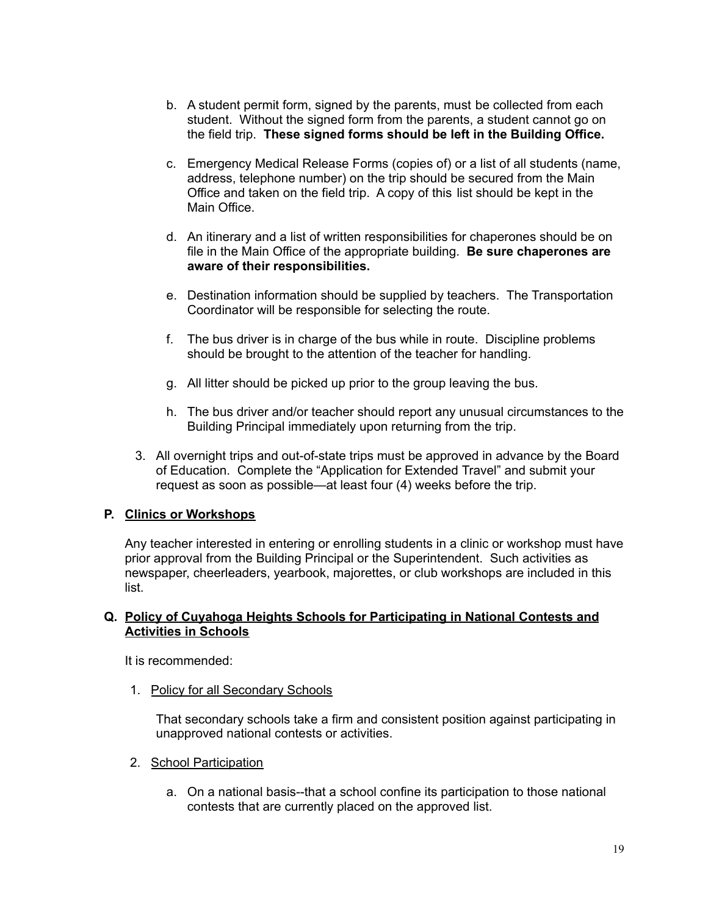b. A student permit form, signed by the parents, must be collected from each student. Without the signed form from the parents, a student cannot go on the field trip. **These signed forms should be left in the Building Office.**

c. Emergency Medical Release Forms (copies of) or a list of all students (name, address, telephone number) on the trip should be secured from the Main Office and taken on the field trip. A copy of this list should be kept in the Main Office.

d. An itinerary and a list of written responsibilities for chaperones should be on file in the Main Office of the appropriate building. **Be sure chaperones are aware of their responsibilities.**

e. Destination information should be supplied by teachers. The Transportation Coordinator will be responsible for selecting the route.

f. The bus driver is in charge of the bus while in route. Discipline problems should be brought to the attention of the teacher for handling.

g. All litter should be picked up prior to the group leaving the bus.

h. The bus driver and/or teacher should report any unusual circumstances to the Building Principal immediately upon returning from the trip.

3. All overnight trips and out-of-state trips must be approved in advance by the Board of Education. Complete the "Application for Extended Travel" and submit your request as soon as possible—at least four (4) weeks before the trip.

### P. <u>Clinics or Workshops</u>

Any teacher interested in entering or enrolling students in a clinic or workshop must have prior approval from the Building Principal or the Superintendent. Such activities as newspaper, cheerleaders, yearbook, majorettes, or club workshops are included in this list.

### Q. <u>Policy of Cuyahoga Heights Schools for Participating in National Contests and Activities in Schools</u>

It is recommended:

1. <u>Policy for all Secondary Schools</u>

   That secondary schools take a firm and consistent position against participating in unapproved national contests or activities.

2. <u>School Participation</u>

   a. On a national basis--that a school confine its participation to those national contests that are currently placed on the approved list.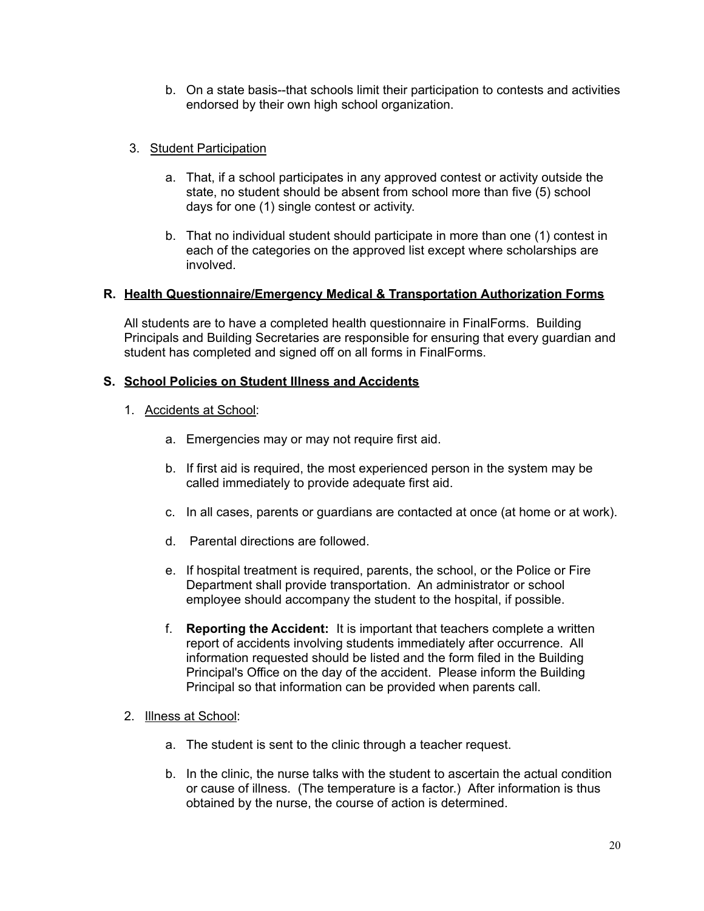b. On a state basis--that schools limit their participation to contests and activities endorsed by their own high school organization.

3. <u>Student Participation</u>

   a. That, if a school participates in any approved contest or activity outside the state, no student should be absent from school more than five (5) school days for one (1) single contest or activity.

   b. That no individual student should participate in more than one (1) contest in each of the categories on the approved list except where scholarships are involved.

## R. Health Questionnaire/Emergency Medical & Transportation Authorization Forms

All students are to have a completed health questionnaire in FinalForms. Building Principals and Building Secretaries are responsible for ensuring that every guardian and student has completed and signed off on all forms in FinalForms.

## S. School Policies on Student Illness and Accidents

1. <u>Accidents at School</u>:

   a. Emergencies may or may not require first aid.

   b. If first aid is required, the most experienced person in the system may be called immediately to provide adequate first aid.

   c. In all cases, parents or guardians are contacted at once (at home or at work).

   d. Parental directions are followed.

   e. If hospital treatment is required, parents, the school, or the Police or Fire Department shall provide transportation. An administrator or school employee should accompany the student to the hospital, if possible.

   f. **Reporting the Accident:** It is important that teachers complete a written report of accidents involving students immediately after occurrence. All information requested should be listed and the form filed in the Building Principal's Office on the day of the accident. Please inform the Building Principal so that information can be provided when parents call.

2. <u>Illness at School</u>:

   a. The student is sent to the clinic through a teacher request.

   b. In the clinic, the nurse talks with the student to ascertain the actual condition or cause of illness. (The temperature is a factor.) After information is thus obtained by the nurse, the course of action is determined.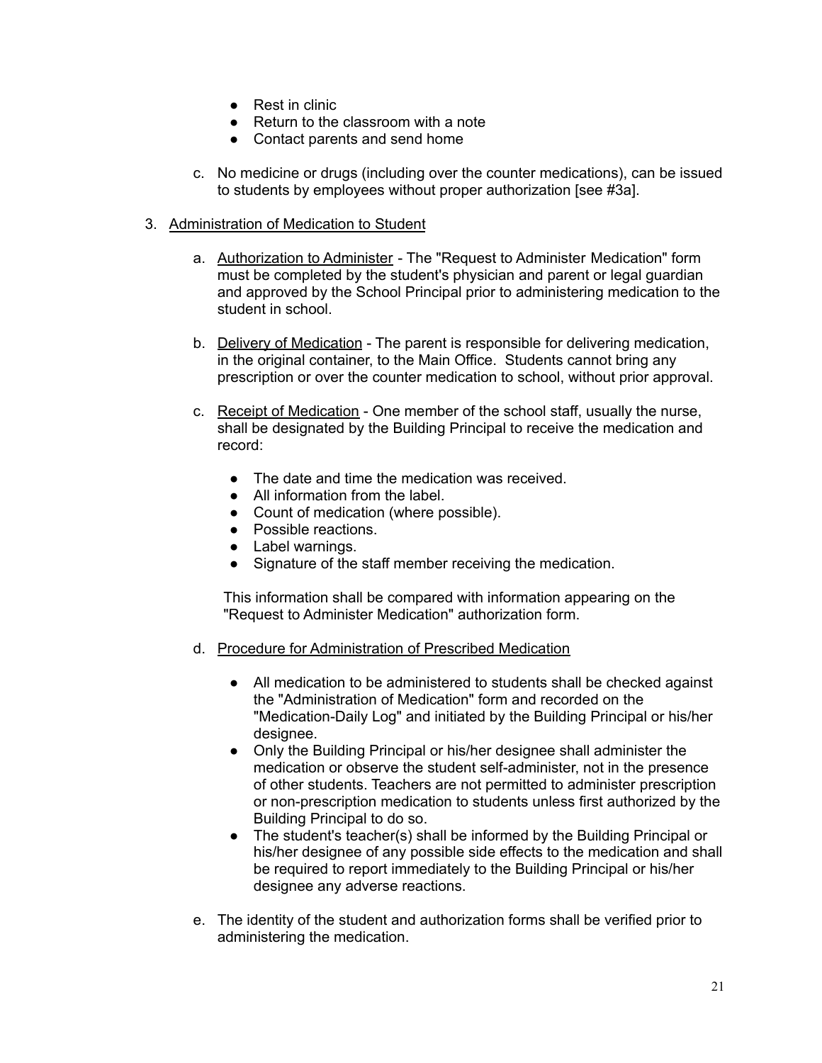- Rest in clinic
- Return to the classroom with a note
- Contact parents and send home

c. No medicine or drugs (including over the counter medications), can be issued to students by employees without proper authorization [see #3a].

3. <u>Administration of Medication to Student</u>

   a. <u>Authorization to Administer</u> - The "Request to Administer Medication" form must be completed by the student's physician and parent or legal guardian and approved by the School Principal prior to administering medication to the student in school.

   b. <u>Delivery of Medication</u> - The parent is responsible for delivering medication, in the original container, to the Main Office. Students cannot bring any prescription or over the counter medication to school, without prior approval.

   c. <u>Receipt of Medication</u> - One member of the school staff, usually the nurse, shall be designated by the Building Principal to receive the medication and record:

      - The date and time the medication was received.
      - All information from the label.
      - Count of medication (where possible).
      - Possible reactions.
      - Label warnings.
      - Signature of the staff member receiving the medication.

      This information shall be compared with information appearing on the "Request to Administer Medication" authorization form.

   d. <u>Procedure for Administration of Prescribed Medication</u>

      - All medication to be administered to students shall be checked against the "Administration of Medication" form and recorded on the "Medication-Daily Log" and initiated by the Building Principal or his/her designee.
      - Only the Building Principal or his/her designee shall administer the medication or observe the student self-administer, not in the presence of other students. Teachers are not permitted to administer prescription or non-prescription medication to students unless first authorized by the Building Principal to do so.
      - The student's teacher(s) shall be informed by the Building Principal or his/her designee of any possible side effects to the medication and shall be required to report immediately to the Building Principal or his/her designee any adverse reactions.

   e. The identity of the student and authorization forms shall be verified prior to administering the medication.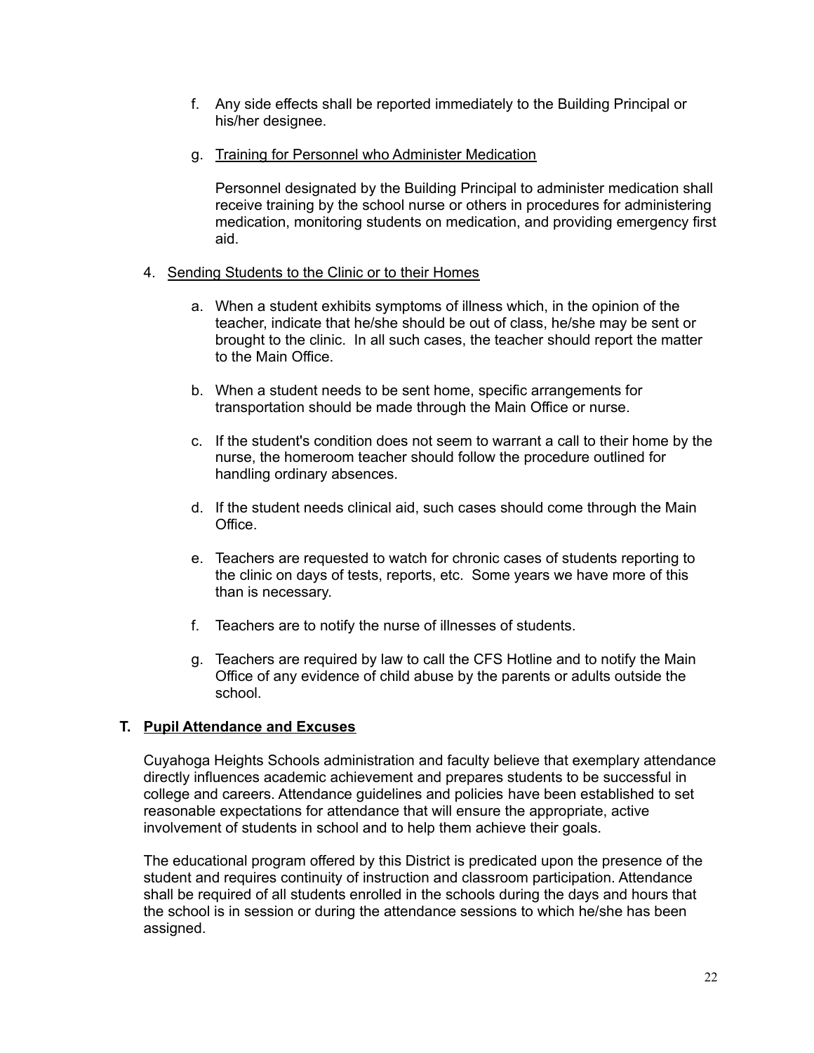f. Any side effects shall be reported immediately to the Building Principal or his/her designee.

g. <u>Training for Personnel who Administer Medication</u>

   Personnel designated by the Building Principal to administer medication shall receive training by the school nurse or others in procedures for administering medication, monitoring students on medication, and providing emergency first aid.

4. <u>Sending Students to the Clinic or to their Homes</u>

   a. When a student exhibits symptoms of illness which, in the opinion of the teacher, indicate that he/she should be out of class, he/she may be sent or brought to the clinic. In all such cases, the teacher should report the matter to the Main Office.

   b. When a student needs to be sent home, specific arrangements for transportation should be made through the Main Office or nurse.

   c. If the student's condition does not seem to warrant a call to their home by the nurse, the homeroom teacher should follow the procedure outlined for handling ordinary absences.

   d. If the student needs clinical aid, such cases should come through the Main Office.

   e. Teachers are requested to watch for chronic cases of students reporting to the clinic on days of tests, reports, etc. Some years we have more of this than is necessary.

   f. Teachers are to notify the nurse of illnesses of students.

   g. Teachers are required by law to call the CFS Hotline and to notify the Main Office of any evidence of child abuse by the parents or adults outside the school.

## T. <u>Pupil Attendance and Excuses</u>

Cuyahoga Heights Schools administration and faculty believe that exemplary attendance directly influences academic achievement and prepares students to be successful in college and careers. Attendance guidelines and policies have been established to set reasonable expectations for attendance that will ensure the appropriate, active involvement of students in school and to help them achieve their goals.

The educational program offered by this District is predicated upon the presence of the student and requires continuity of instruction and classroom participation. Attendance shall be required of all students enrolled in the schools during the days and hours that the school is in session or during the attendance sessions to which he/she has been assigned.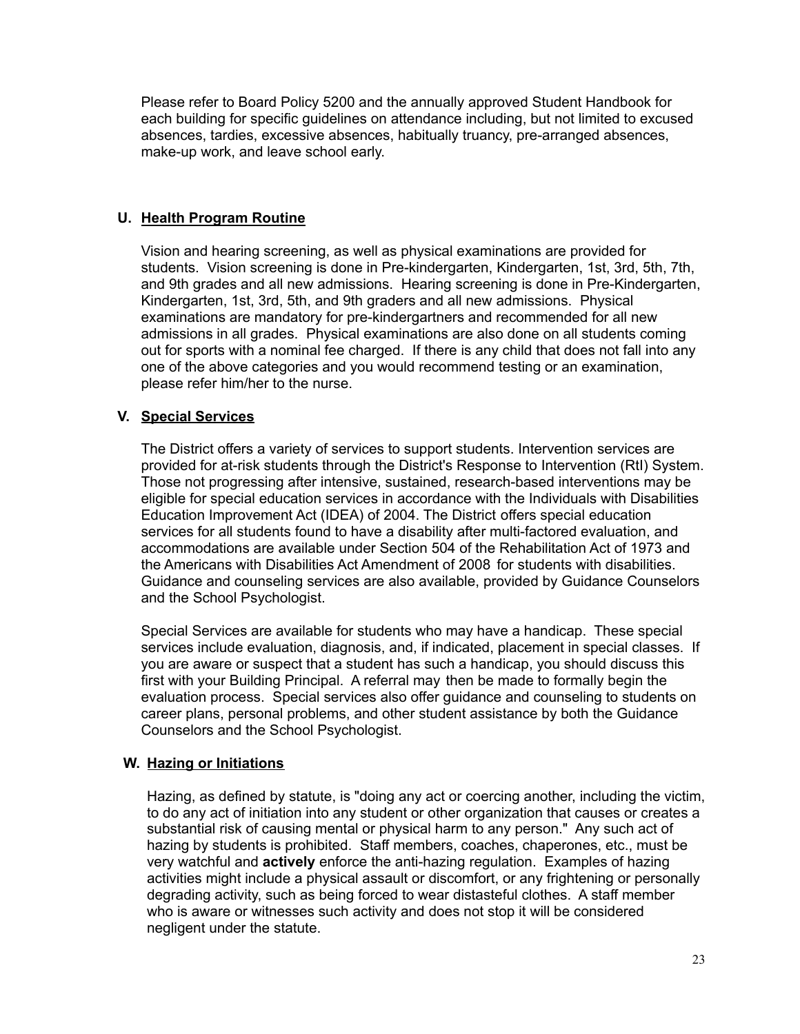Please refer to Board Policy 5200 and the annually approved Student Handbook for each building for specific guidelines on attendance including, but not limited to excused absences, tardies, excessive absences, habitually truancy, pre-arranged absences, make-up work, and leave school early.

### U. Health Program Routine

Vision and hearing screening, as well as physical examinations are provided for students. Vision screening is done in Pre-kindergarten, Kindergarten, 1st, 3rd, 5th, 7th, and 9th grades and all new admissions. Hearing screening is done in Pre-Kindergarten, Kindergarten, 1st, 3rd, 5th, and 9th graders and all new admissions. Physical examinations are mandatory for pre-kindergartners and recommended for all new admissions in all grades. Physical examinations are also done on all students coming out for sports with a nominal fee charged. If there is any child that does not fall into any one of the above categories and you would recommend testing or an examination, please refer him/her to the nurse.

### V. Special Services

The District offers a variety of services to support students. Intervention services are provided for at-risk students through the District's Response to Intervention (RtI) System. Those not progressing after intensive, sustained, research-based interventions may be eligible for special education services in accordance with the Individuals with Disabilities Education Improvement Act (IDEA) of 2004. The District offers special education services for all students found to have a disability after multi-factored evaluation, and accommodations are available under Section 504 of the Rehabilitation Act of 1973 and the Americans with Disabilities Act Amendment of 2008 for students with disabilities. Guidance and counseling services are also available, provided by Guidance Counselors and the School Psychologist.

Special Services are available for students who may have a handicap. These special services include evaluation, diagnosis, and, if indicated, placement in special classes. If you are aware or suspect that a student has such a handicap, you should discuss this first with your Building Principal. A referral may then be made to formally begin the evaluation process. Special services also offer guidance and counseling to students on career plans, personal problems, and other student assistance by both the Guidance Counselors and the School Psychologist.

### W. Hazing or Initiations

Hazing, as defined by statute, is "doing any act or coercing another, including the victim, to do any act of initiation into any student or other organization that causes or creates a substantial risk of causing mental or physical harm to any person." Any such act of hazing by students is prohibited. Staff members, coaches, chaperones, etc., must be very watchful and **actively** enforce the anti-hazing regulation. Examples of hazing activities might include a physical assault or discomfort, or any frightening or personally degrading activity, such as being forced to wear distasteful clothes. A staff member who is aware or witnesses such activity and does not stop it will be considered negligent under the statute.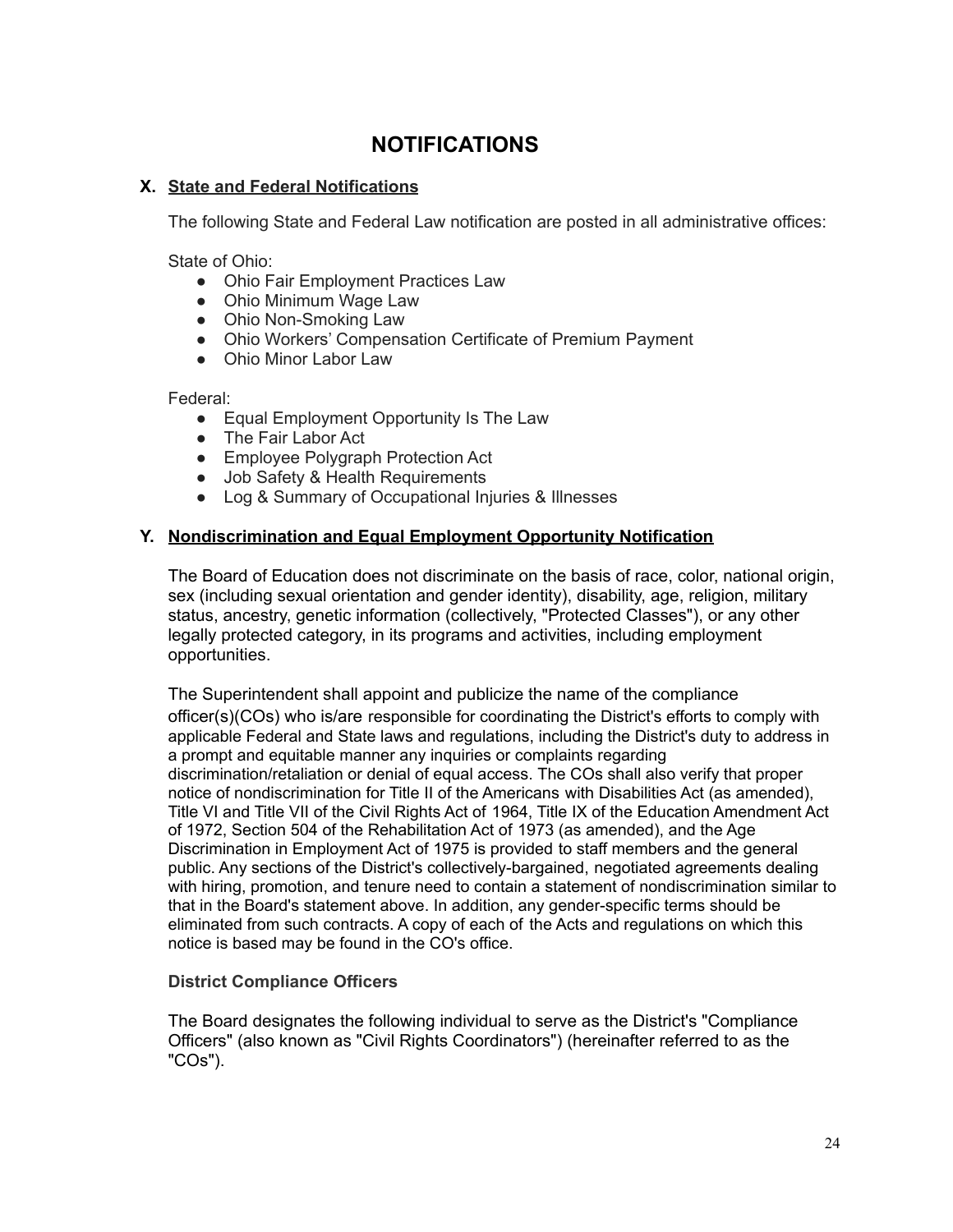# NOTIFICATIONS

## X. State and Federal Notifications

The following State and Federal Law notification are posted in all administrative offices:

State of Ohio:

- Ohio Fair Employment Practices Law
- Ohio Minimum Wage Law
- Ohio Non-Smoking Law
- Ohio Workers' Compensation Certificate of Premium Payment
- Ohio Minor Labor Law

Federal:

- Equal Employment Opportunity Is The Law
- The Fair Labor Act
- Employee Polygraph Protection Act
- Job Safety & Health Requirements
- Log & Summary of Occupational Injuries & Illnesses

## Y. Nondiscrimination and Equal Employment Opportunity Notification

The Board of Education does not discriminate on the basis of race, color, national origin, sex (including sexual orientation and gender identity), disability, age, religion, military status, ancestry, genetic information (collectively, "Protected Classes"), or any other legally protected category, in its programs and activities, including employment opportunities.

The Superintendent shall appoint and publicize the name of the compliance officer(s)(COs) who is/are responsible for coordinating the District's efforts to comply with applicable Federal and State laws and regulations, including the District's duty to address in a prompt and equitable manner any inquiries or complaints regarding discrimination/retaliation or denial of equal access. The COs shall also verify that proper notice of nondiscrimination for Title II of the Americans with Disabilities Act (as amended), Title VI and Title VII of the Civil Rights Act of 1964, Title IX of the Education Amendment Act of 1972, Section 504 of the Rehabilitation Act of 1973 (as amended), and the Age Discrimination in Employment Act of 1975 is provided to staff members and the general public. Any sections of the District's collectively-bargained, negotiated agreements dealing with hiring, promotion, and tenure need to contain a statement of nondiscrimination similar to that in the Board's statement above. In addition, any gender-specific terms should be eliminated from such contracts. A copy of each of the Acts and regulations on which this notice is based may be found in the CO's office.

**District Compliance Officers**

The Board designates the following individual to serve as the District's "Compliance Officers" (also known as "Civil Rights Coordinators") (hereinafter referred to as the "COs").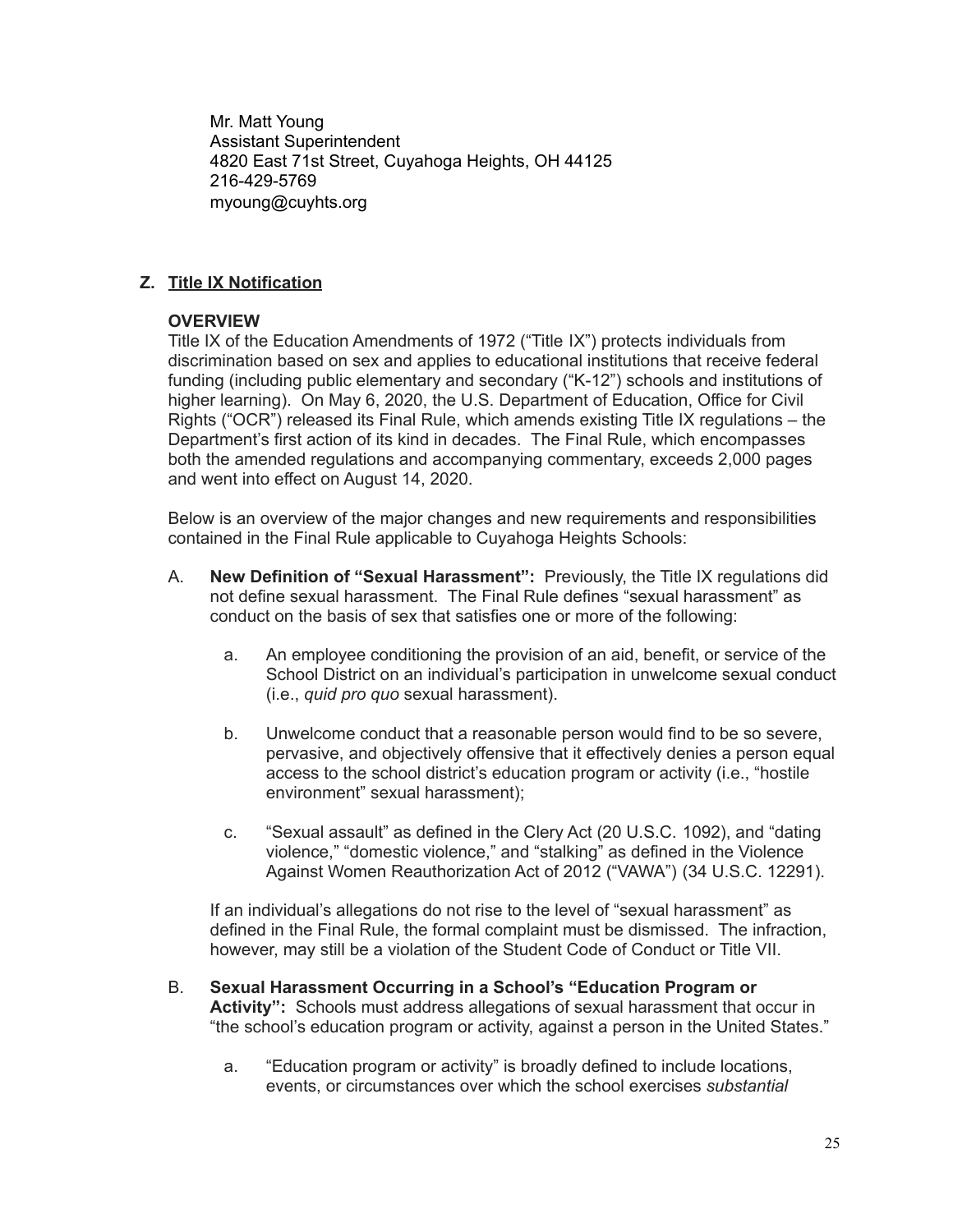Mr. Matt Young
Assistant Superintendent
4820 East 71st Street, Cuyahoga Heights, OH 44125
216-429-5769
myoung@cuyhts.org

## Z. Title IX Notification

**OVERVIEW**

Title IX of the Education Amendments of 1972 ("Title IX") protects individuals from discrimination based on sex and applies to educational institutions that receive federal funding (including public elementary and secondary ("K-12") schools and institutions of higher learning). On May 6, 2020, the U.S. Department of Education, Office for Civil Rights ("OCR") released its Final Rule, which amends existing Title IX regulations – the Department's first action of its kind in decades. The Final Rule, which encompasses both the amended regulations and accompanying commentary, exceeds 2,000 pages and went into effect on August 14, 2020.

Below is an overview of the major changes and new requirements and responsibilities contained in the Final Rule applicable to Cuyahoga Heights Schools:

A. **New Definition of "Sexual Harassment":** Previously, the Title IX regulations did not define sexual harassment. The Final Rule defines "sexual harassment" as conduct on the basis of sex that satisfies one or more of the following:

   a. An employee conditioning the provision of an aid, benefit, or service of the School District on an individual's participation in unwelcome sexual conduct (i.e., *quid pro quo* sexual harassment).

   b. Unwelcome conduct that a reasonable person would find to be so severe, pervasive, and objectively offensive that it effectively denies a person equal access to the school district's education program or activity (i.e., "hostile environment" sexual harassment);

   c. "Sexual assault" as defined in the Clery Act (20 U.S.C. 1092), and "dating violence," "domestic violence," and "stalking" as defined in the Violence Against Women Reauthorization Act of 2012 ("VAWA") (34 U.S.C. 12291).

   If an individual's allegations do not rise to the level of "sexual harassment" as defined in the Final Rule, the formal complaint must be dismissed. The infraction, however, may still be a violation of the Student Code of Conduct or Title VII.

B. **Sexual Harassment Occurring in a School's "Education Program or Activity":** Schools must address allegations of sexual harassment that occur in "the school's education program or activity, against a person in the United States."

   a. "Education program or activity" is broadly defined to include locations, events, or circumstances over which the school exercises *substantial*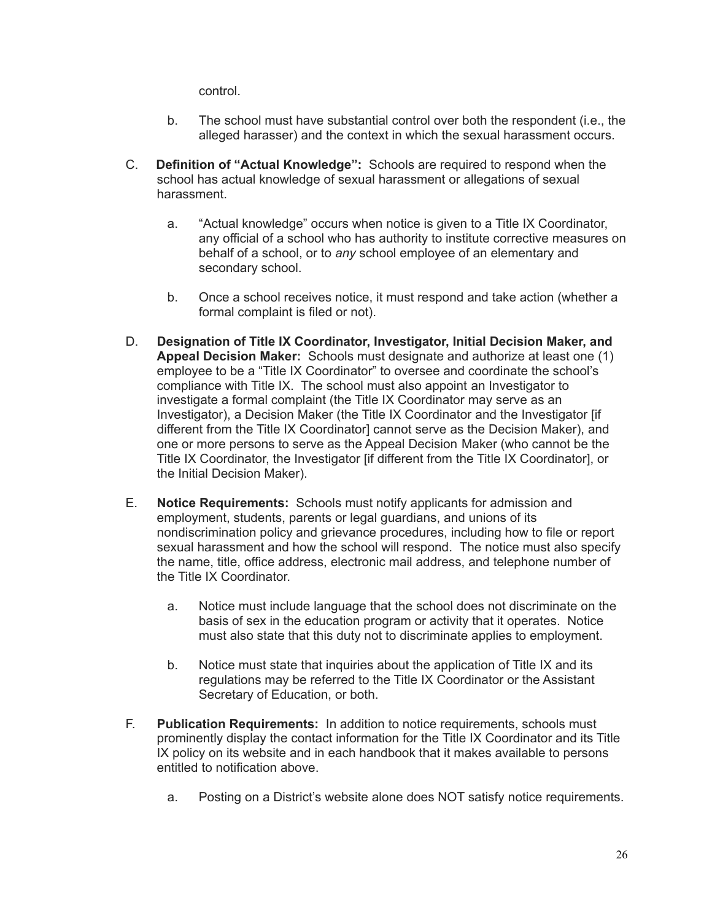control.

   b. The school must have substantial control over both the respondent (i.e., the alleged harasser) and the context in which the sexual harassment occurs.

C. **Definition of "Actual Knowledge":** Schools are required to respond when the school has actual knowledge of sexual harassment or allegations of sexual harassment.

   a. "Actual knowledge" occurs when notice is given to a Title IX Coordinator, any official of a school who has authority to institute corrective measures on behalf of a school, or to *any* school employee of an elementary and secondary school.

   b. Once a school receives notice, it must respond and take action (whether a formal complaint is filed or not).

D. **Designation of Title IX Coordinator, Investigator, Initial Decision Maker, and Appeal Decision Maker:** Schools must designate and authorize at least one (1) employee to be a "Title IX Coordinator" to oversee and coordinate the school's compliance with Title IX. The school must also appoint an Investigator to investigate a formal complaint (the Title IX Coordinator may serve as an Investigator), a Decision Maker (the Title IX Coordinator and the Investigator [if different from the Title IX Coordinator] cannot serve as the Decision Maker), and one or more persons to serve as the Appeal Decision Maker (who cannot be the Title IX Coordinator, the Investigator [if different from the Title IX Coordinator], or the Initial Decision Maker).

E. **Notice Requirements:** Schools must notify applicants for admission and employment, students, parents or legal guardians, and unions of its nondiscrimination policy and grievance procedures, including how to file or report sexual harassment and how the school will respond. The notice must also specify the name, title, office address, electronic mail address, and telephone number of the Title IX Coordinator.

   a. Notice must include language that the school does not discriminate on the basis of sex in the education program or activity that it operates. Notice must also state that this duty not to discriminate applies to employment.

   b. Notice must state that inquiries about the application of Title IX and its regulations may be referred to the Title IX Coordinator or the Assistant Secretary of Education, or both.

F. **Publication Requirements:** In addition to notice requirements, schools must prominently display the contact information for the Title IX Coordinator and its Title IX policy on its website and in each handbook that it makes available to persons entitled to notification above.

   a. Posting on a District's website alone does NOT satisfy notice requirements.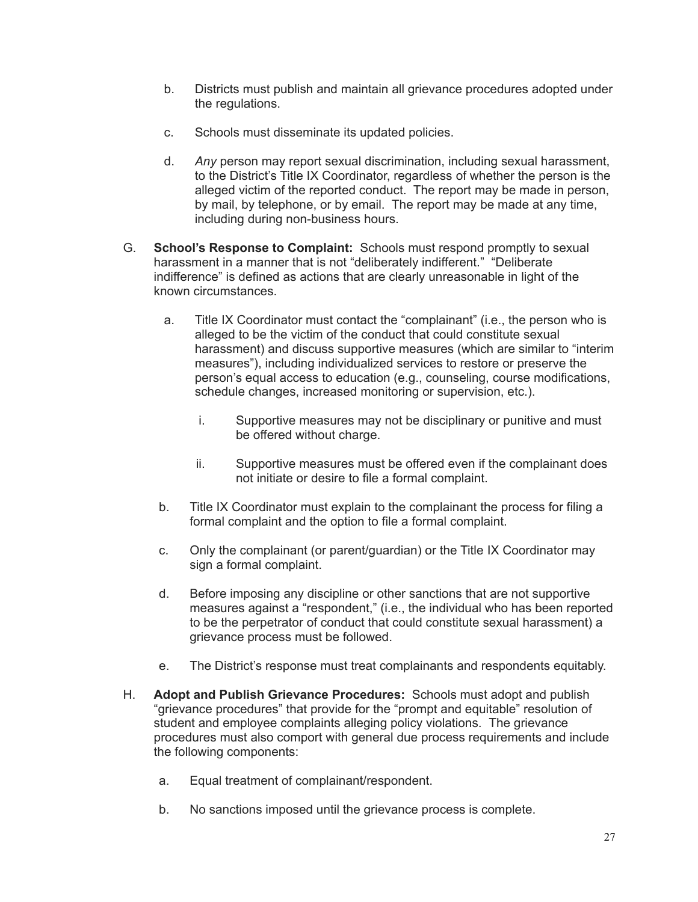b. Districts must publish and maintain all grievance procedures adopted under the regulations.

c. Schools must disseminate its updated policies.

d. *Any* person may report sexual discrimination, including sexual harassment, to the District's Title IX Coordinator, regardless of whether the person is the alleged victim of the reported conduct. The report may be made in person, by mail, by telephone, or by email. The report may be made at any time, including during non-business hours.

G. **School's Response to Complaint:** Schools must respond promptly to sexual harassment in a manner that is not "deliberately indifferent." "Deliberate indifference" is defined as actions that are clearly unreasonable in light of the known circumstances.

   a. Title IX Coordinator must contact the "complainant" (i.e., the person who is alleged to be the victim of the conduct that could constitute sexual harassment) and discuss supportive measures (which are similar to "interim measures"), including individualized services to restore or preserve the person's equal access to education (e.g., counseling, course modifications, schedule changes, increased monitoring or supervision, etc.).

      i. Supportive measures may not be disciplinary or punitive and must be offered without charge.

      ii. Supportive measures must be offered even if the complainant does not initiate or desire to file a formal complaint.

   b. Title IX Coordinator must explain to the complainant the process for filing a formal complaint and the option to file a formal complaint.

   c. Only the complainant (or parent/guardian) or the Title IX Coordinator may sign a formal complaint.

   d. Before imposing any discipline or other sanctions that are not supportive measures against a "respondent," (i.e., the individual who has been reported to be the perpetrator of conduct that could constitute sexual harassment) a grievance process must be followed.

   e. The District's response must treat complainants and respondents equitably.

H. **Adopt and Publish Grievance Procedures:** Schools must adopt and publish "grievance procedures" that provide for the "prompt and equitable" resolution of student and employee complaints alleging policy violations. The grievance procedures must also comport with general due process requirements and include the following components:

   a. Equal treatment of complainant/respondent.

   b. No sanctions imposed until the grievance process is complete.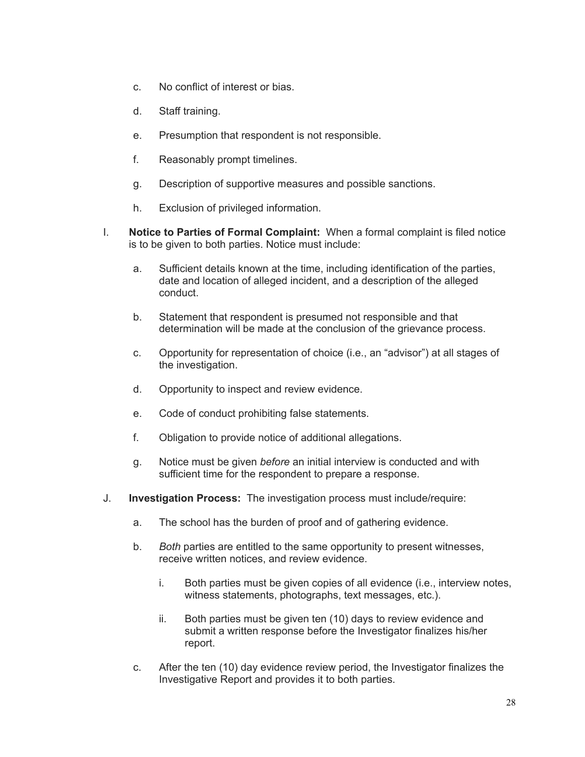c. No conflict of interest or bias.

d. Staff training.

e. Presumption that respondent is not responsible.

f. Reasonably prompt timelines.

g. Description of supportive measures and possible sanctions.

h. Exclusion of privileged information.

I. **Notice to Parties of Formal Complaint:** When a formal complaint is filed notice is to be given to both parties. Notice must include:

   a. Sufficient details known at the time, including identification of the parties, date and location of alleged incident, and a description of the alleged conduct.

   b. Statement that respondent is presumed not responsible and that determination will be made at the conclusion of the grievance process.

   c. Opportunity for representation of choice (i.e., an "advisor") at all stages of the investigation.

   d. Opportunity to inspect and review evidence.

   e. Code of conduct prohibiting false statements.

   f. Obligation to provide notice of additional allegations.

   g. Notice must be given *before* an initial interview is conducted and with sufficient time for the respondent to prepare a response.

J. **Investigation Process:** The investigation process must include/require:

   a. The school has the burden of proof and of gathering evidence.

   b. *Both* parties are entitled to the same opportunity to present witnesses, receive written notices, and review evidence.

      i. Both parties must be given copies of all evidence (i.e., interview notes, witness statements, photographs, text messages, etc.).

      ii. Both parties must be given ten (10) days to review evidence and submit a written response before the Investigator finalizes his/her report.

   c. After the ten (10) day evidence review period, the Investigator finalizes the Investigative Report and provides it to both parties.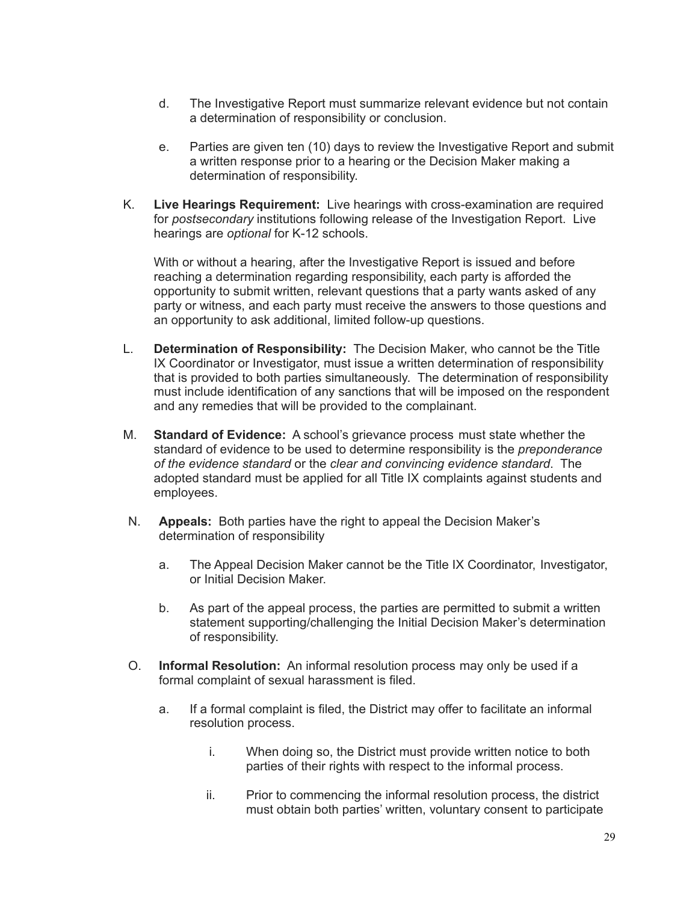d. The Investigative Report must summarize relevant evidence but not contain a determination of responsibility or conclusion.

e. Parties are given ten (10) days to review the Investigative Report and submit a written response prior to a hearing or the Decision Maker making a determination of responsibility.

K. **Live Hearings Requirement:** Live hearings with cross-examination are required for *postsecondary* institutions following release of the Investigation Report. Live hearings are *optional* for K-12 schools.

With or without a hearing, after the Investigative Report is issued and before reaching a determination regarding responsibility, each party is afforded the opportunity to submit written, relevant questions that a party wants asked of any party or witness, and each party must receive the answers to those questions and an opportunity to ask additional, limited follow-up questions.

L. **Determination of Responsibility:** The Decision Maker, who cannot be the Title IX Coordinator or Investigator, must issue a written determination of responsibility that is provided to both parties simultaneously. The determination of responsibility must include identification of any sanctions that will be imposed on the respondent and any remedies that will be provided to the complainant.

M. **Standard of Evidence:** A school's grievance process must state whether the standard of evidence to be used to determine responsibility is the *preponderance of the evidence standard* or the *clear and convincing evidence standard*. The adopted standard must be applied for all Title IX complaints against students and employees.

N. **Appeals:** Both parties have the right to appeal the Decision Maker's determination of responsibility

a. The Appeal Decision Maker cannot be the Title IX Coordinator, Investigator, or Initial Decision Maker.

b. As part of the appeal process, the parties are permitted to submit a written statement supporting/challenging the Initial Decision Maker's determination of responsibility.

O. **Informal Resolution:** An informal resolution process may only be used if a formal complaint of sexual harassment is filed.

a. If a formal complaint is filed, the District may offer to facilitate an informal resolution process.

i. When doing so, the District must provide written notice to both parties of their rights with respect to the informal process.

ii. Prior to commencing the informal resolution process, the district must obtain both parties' written, voluntary consent to participate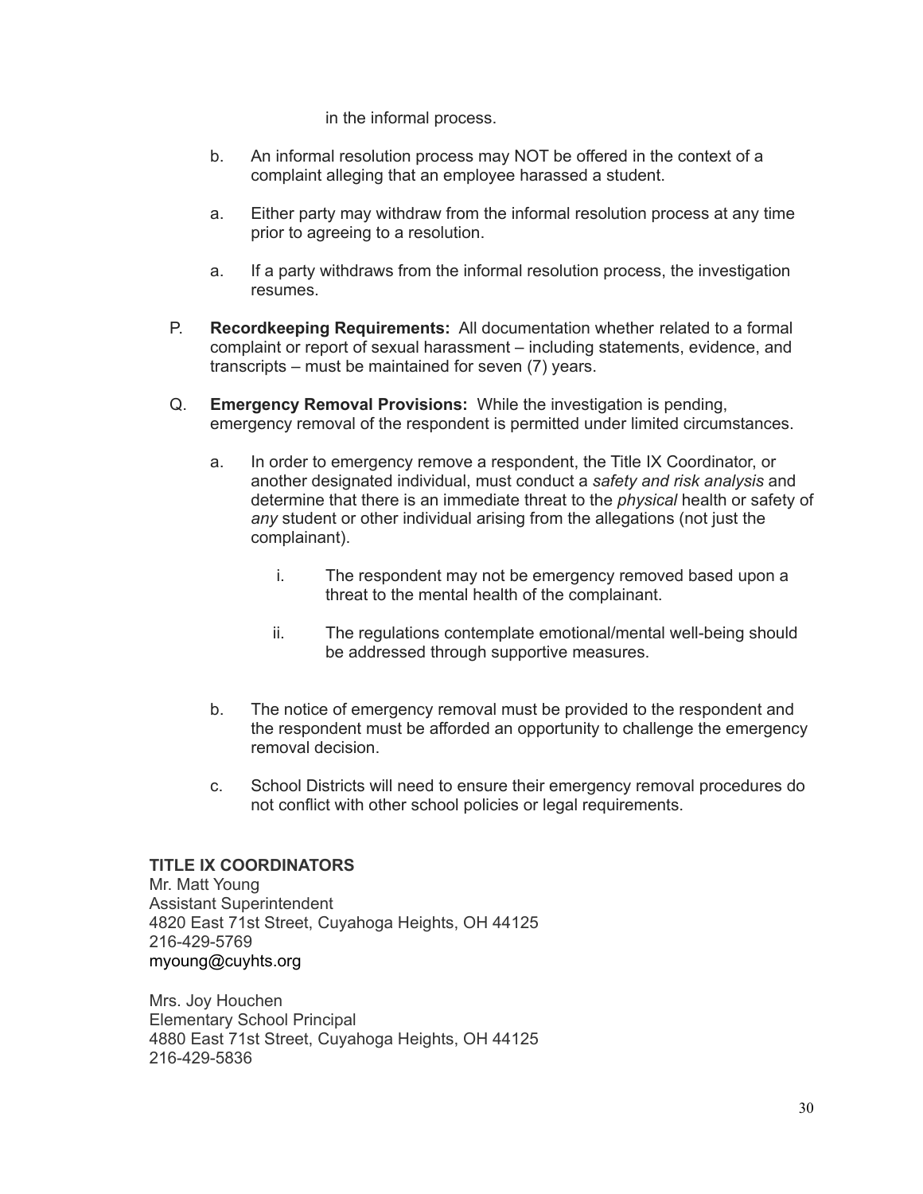in the informal process.

b. An informal resolution process may NOT be offered in the context of a complaint alleging that an employee harassed a student.

a. Either party may withdraw from the informal resolution process at any time prior to agreeing to a resolution.

a. If a party withdraws from the informal resolution process, the investigation resumes.

P. **Recordkeeping Requirements:** All documentation whether related to a formal complaint or report of sexual harassment – including statements, evidence, and transcripts – must be maintained for seven (7) years.

Q. **Emergency Removal Provisions:** While the investigation is pending, emergency removal of the respondent is permitted under limited circumstances.

a. In order to emergency remove a respondent, the Title IX Coordinator, or another designated individual, must conduct a *safety and risk analysis* and determine that there is an immediate threat to the *physical* health or safety of *any* student or other individual arising from the allegations (not just the complainant).

i. The respondent may not be emergency removed based upon a threat to the mental health of the complainant.

ii. The regulations contemplate emotional/mental well-being should be addressed through supportive measures.

b. The notice of emergency removal must be provided to the respondent and the respondent must be afforded an opportunity to challenge the emergency removal decision.

c. School Districts will need to ensure their emergency removal procedures do not conflict with other school policies or legal requirements.

**TITLE IX COORDINATORS**
Mr. Matt Young
Assistant Superintendent
4820 East 71st Street, Cuyahoga Heights, OH 44125
216-429-5769
myoung@cuyhts.org

Mrs. Joy Houchen
Elementary School Principal
4880 East 71st Street, Cuyahoga Heights, OH 44125
216-429-5836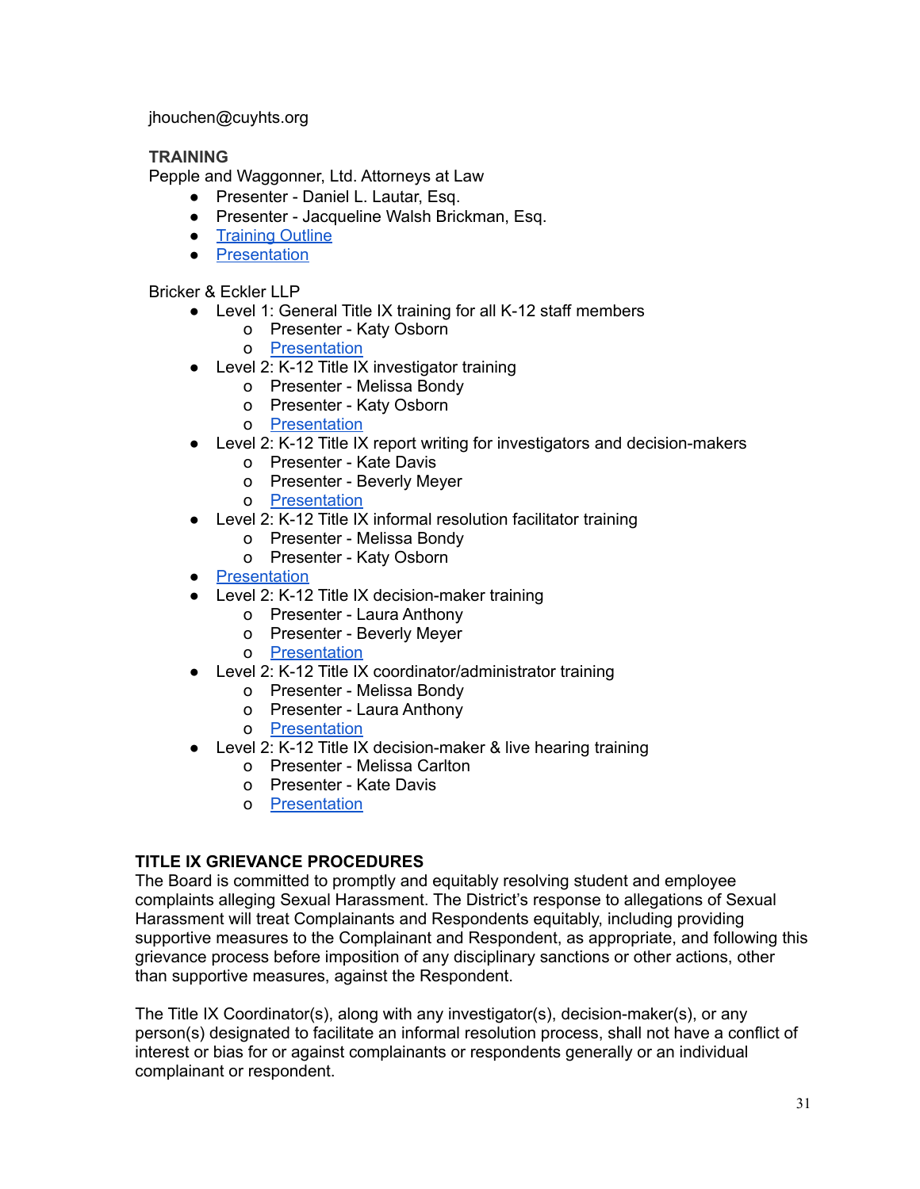jhouchen@cuyhts.org

**TRAINING**

Pepple and Waggonner, Ltd. Attorneys at Law

- Presenter - Daniel L. Lautar, Esq.
- Presenter - Jacqueline Walsh Brickman, Esq.
- Training Outline
- Presentation

Bricker & Eckler LLP

- Level 1: General Title IX training for all K-12 staff members
  - Presenter - Katy Osborn
  - Presentation
- Level 2: K-12 Title IX investigator training
  - Presenter - Melissa Bondy
  - Presenter - Katy Osborn
  - Presentation
- Level 2: K-12 Title IX report writing for investigators and decision-makers
  - Presenter - Kate Davis
  - Presenter - Beverly Meyer
  - Presentation
- Level 2: K-12 Title IX informal resolution facilitator training
  - Presenter - Melissa Bondy
  - Presenter - Katy Osborn
- Presentation
- Level 2: K-12 Title IX decision-maker training
  - Presenter - Laura Anthony
  - Presenter - Beverly Meyer
  - Presentation
- Level 2: K-12 Title IX coordinator/administrator training
  - Presenter - Melissa Bondy
  - Presenter - Laura Anthony
  - Presentation
- Level 2: K-12 Title IX decision-maker & live hearing training
  - Presenter - Melissa Carlton
  - Presenter - Kate Davis
  - Presentation

**TITLE IX GRIEVANCE PROCEDURES**

The Board is committed to promptly and equitably resolving student and employee complaints alleging Sexual Harassment. The District's response to allegations of Sexual Harassment will treat Complainants and Respondents equitably, including providing supportive measures to the Complainant and Respondent, as appropriate, and following this grievance process before imposition of any disciplinary sanctions or other actions, other than supportive measures, against the Respondent.

The Title IX Coordinator(s), along with any investigator(s), decision-maker(s), or any person(s) designated to facilitate an informal resolution process, shall not have a conflict of interest or bias for or against complainants or respondents generally or an individual complainant or respondent.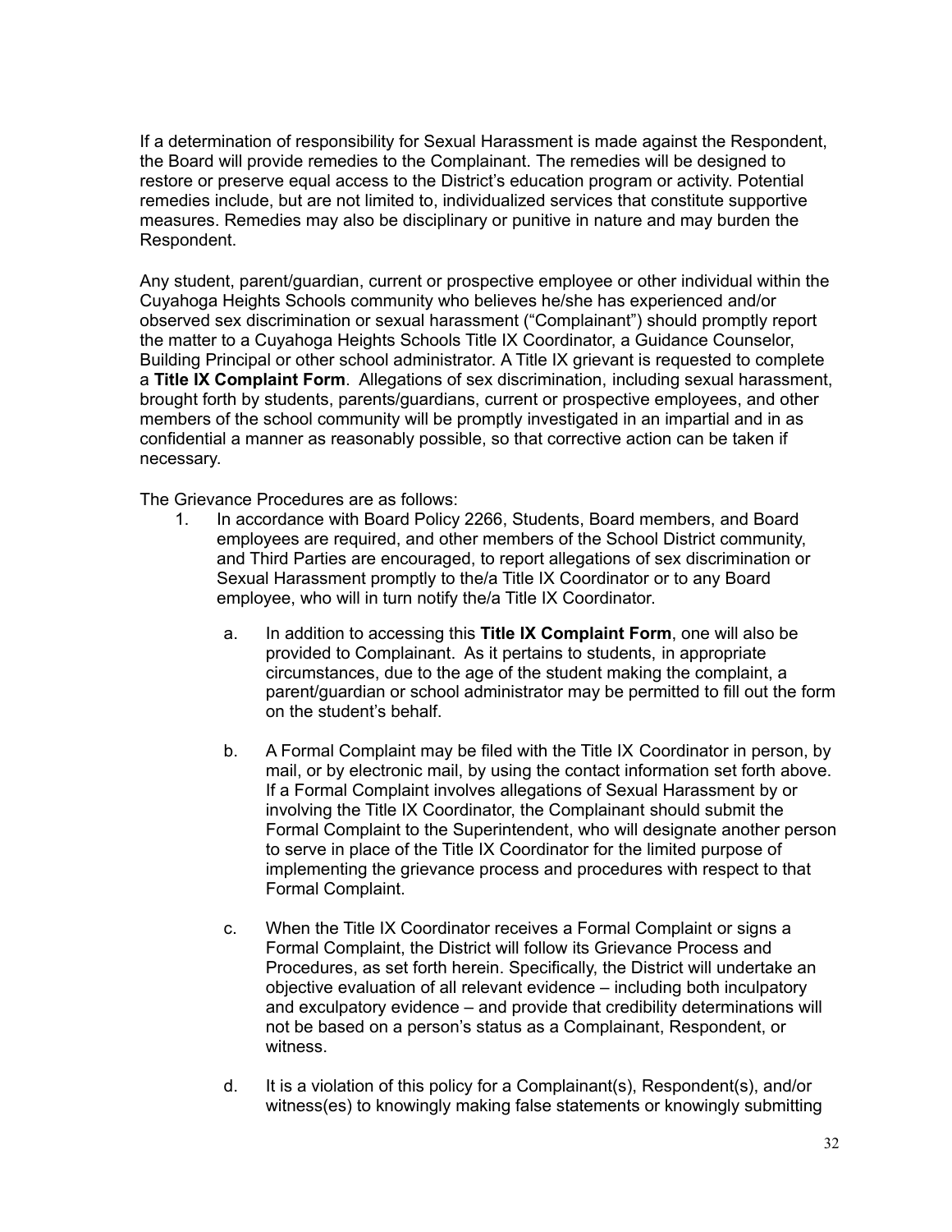If a determination of responsibility for Sexual Harassment is made against the Respondent, the Board will provide remedies to the Complainant. The remedies will be designed to restore or preserve equal access to the District's education program or activity. Potential remedies include, but are not limited to, individualized services that constitute supportive measures. Remedies may also be disciplinary or punitive in nature and may burden the Respondent.

Any student, parent/guardian, current or prospective employee or other individual within the Cuyahoga Heights Schools community who believes he/she has experienced and/or observed sex discrimination or sexual harassment ("Complainant") should promptly report the matter to a Cuyahoga Heights Schools Title IX Coordinator, a Guidance Counselor, Building Principal or other school administrator. A Title IX grievant is requested to complete a **Title IX Complaint Form**. Allegations of sex discrimination, including sexual harassment, brought forth by students, parents/guardians, current or prospective employees, and other members of the school community will be promptly investigated in an impartial and in as confidential a manner as reasonably possible, so that corrective action can be taken if necessary.

The Grievance Procedures are as follows:

1. In accordance with Board Policy 2266, Students, Board members, and Board employees are required, and other members of the School District community, and Third Parties are encouraged, to report allegations of sex discrimination or Sexual Harassment promptly to the/a Title IX Coordinator or to any Board employee, who will in turn notify the/a Title IX Coordinator.

   a. In addition to accessing this **Title IX Complaint Form**, one will also be provided to Complainant. As it pertains to students, in appropriate circumstances, due to the age of the student making the complaint, a parent/guardian or school administrator may be permitted to fill out the form on the student's behalf.

   b. A Formal Complaint may be filed with the Title IX Coordinator in person, by mail, or by electronic mail, by using the contact information set forth above. If a Formal Complaint involves allegations of Sexual Harassment by or involving the Title IX Coordinator, the Complainant should submit the Formal Complaint to the Superintendent, who will designate another person to serve in place of the Title IX Coordinator for the limited purpose of implementing the grievance process and procedures with respect to that Formal Complaint.

   c. When the Title IX Coordinator receives a Formal Complaint or signs a Formal Complaint, the District will follow its Grievance Process and Procedures, as set forth herein. Specifically, the District will undertake an objective evaluation of all relevant evidence – including both inculpatory and exculpatory evidence – and provide that credibility determinations will not be based on a person's status as a Complainant, Respondent, or witness.

   d. It is a violation of this policy for a Complainant(s), Respondent(s), and/or witness(es) to knowingly making false statements or knowingly submitting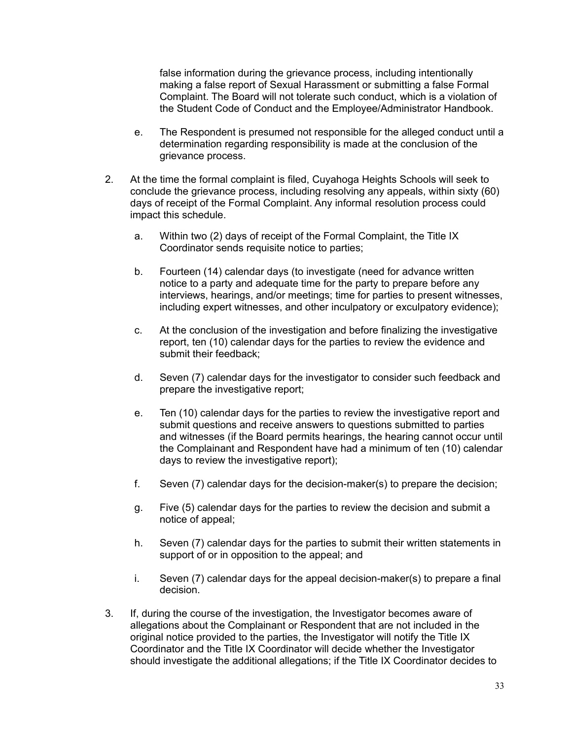false information during the grievance process, including intentionally making a false report of Sexual Harassment or submitting a false Formal Complaint. The Board will not tolerate such conduct, which is a violation of the Student Code of Conduct and the Employee/Administrator Handbook.

e. The Respondent is presumed not responsible for the alleged conduct until a determination regarding responsibility is made at the conclusion of the grievance process.

2. At the time the formal complaint is filed, Cuyahoga Heights Schools will seek to conclude the grievance process, including resolving any appeals, within sixty (60) days of receipt of the Formal Complaint. Any informal resolution process could impact this schedule.

   a. Within two (2) days of receipt of the Formal Complaint, the Title IX Coordinator sends requisite notice to parties;

   b. Fourteen (14) calendar days (to investigate (need for advance written notice to a party and adequate time for the party to prepare before any interviews, hearings, and/or meetings; time for parties to present witnesses, including expert witnesses, and other inculpatory or exculpatory evidence);

   c. At the conclusion of the investigation and before finalizing the investigative report, ten (10) calendar days for the parties to review the evidence and submit their feedback;

   d. Seven (7) calendar days for the investigator to consider such feedback and prepare the investigative report;

   e. Ten (10) calendar days for the parties to review the investigative report and submit questions and receive answers to questions submitted to parties and witnesses (if the Board permits hearings, the hearing cannot occur until the Complainant and Respondent have had a minimum of ten (10) calendar days to review the investigative report);

   f. Seven (7) calendar days for the decision-maker(s) to prepare the decision;

   g. Five (5) calendar days for the parties to review the decision and submit a notice of appeal;

   h. Seven (7) calendar days for the parties to submit their written statements in support of or in opposition to the appeal; and

   i. Seven (7) calendar days for the appeal decision-maker(s) to prepare a final decision.

3. If, during the course of the investigation, the Investigator becomes aware of allegations about the Complainant or Respondent that are not included in the original notice provided to the parties, the Investigator will notify the Title IX Coordinator and the Title IX Coordinator will decide whether the Investigator should investigate the additional allegations; if the Title IX Coordinator decides to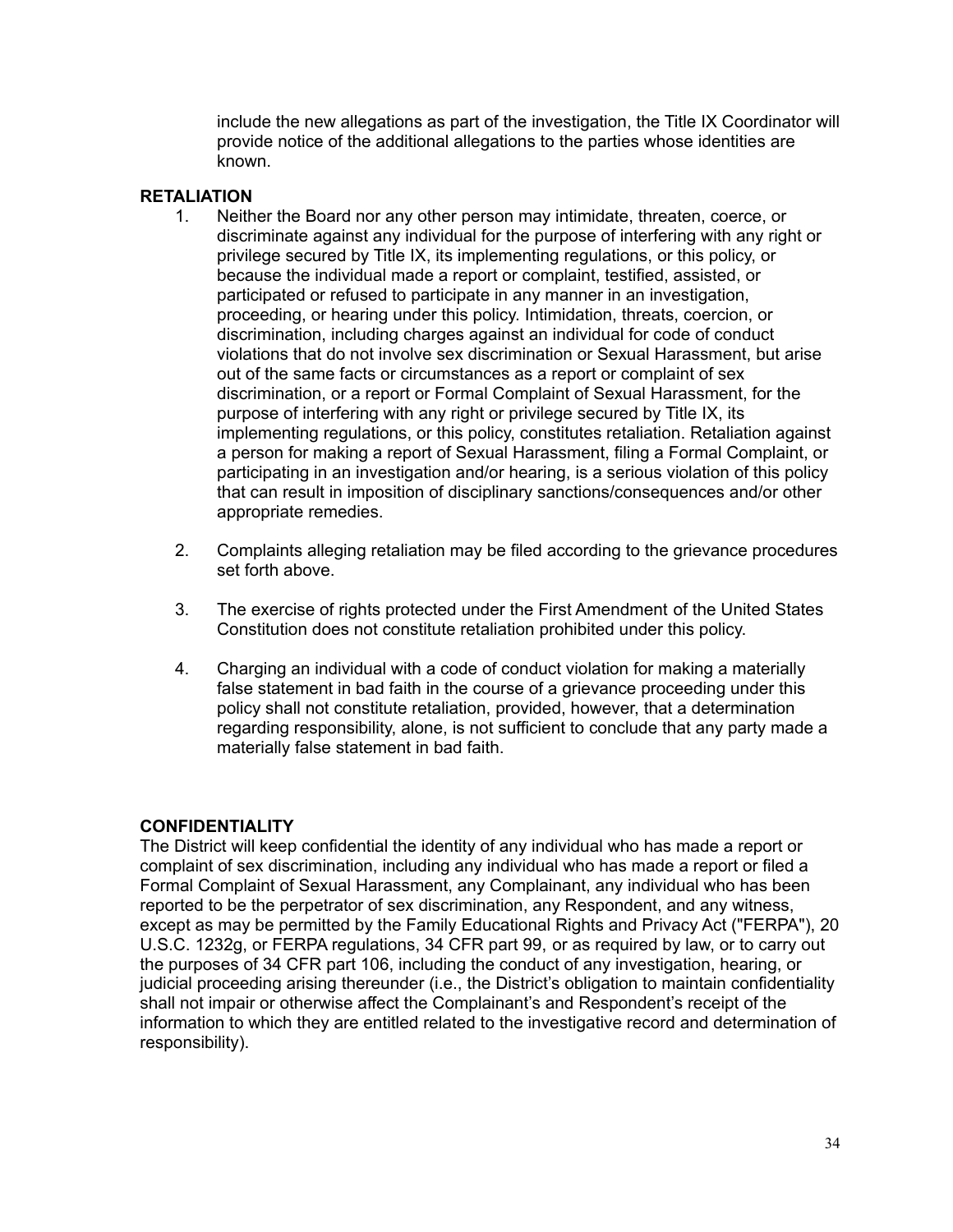include the new allegations as part of the investigation, the Title IX Coordinator will provide notice of the additional allegations to the parties whose identities are known.

**RETALIATION**

1. Neither the Board nor any other person may intimidate, threaten, coerce, or discriminate against any individual for the purpose of interfering with any right or privilege secured by Title IX, its implementing regulations, or this policy, or because the individual made a report or complaint, testified, assisted, or participated or refused to participate in any manner in an investigation, proceeding, or hearing under this policy. Intimidation, threats, coercion, or discrimination, including charges against an individual for code of conduct violations that do not involve sex discrimination or Sexual Harassment, but arise out of the same facts or circumstances as a report or complaint of sex discrimination, or a report or Formal Complaint of Sexual Harassment, for the purpose of interfering with any right or privilege secured by Title IX, its implementing regulations, or this policy, constitutes retaliation. Retaliation against a person for making a report of Sexual Harassment, filing a Formal Complaint, or participating in an investigation and/or hearing, is a serious violation of this policy that can result in imposition of disciplinary sanctions/consequences and/or other appropriate remedies.

2. Complaints alleging retaliation may be filed according to the grievance procedures set forth above.

3. The exercise of rights protected under the First Amendment of the United States Constitution does not constitute retaliation prohibited under this policy.

4. Charging an individual with a code of conduct violation for making a materially false statement in bad faith in the course of a grievance proceeding under this policy shall not constitute retaliation, provided, however, that a determination regarding responsibility, alone, is not sufficient to conclude that any party made a materially false statement in bad faith.

**CONFIDENTIALITY**

The District will keep confidential the identity of any individual who has made a report or complaint of sex discrimination, including any individual who has made a report or filed a Formal Complaint of Sexual Harassment, any Complainant, any individual who has been reported to be the perpetrator of sex discrimination, any Respondent, and any witness, except as may be permitted by the Family Educational Rights and Privacy Act ("FERPA"), 20 U.S.C. 1232g, or FERPA regulations, 34 CFR part 99, or as required by law, or to carry out the purposes of 34 CFR part 106, including the conduct of any investigation, hearing, or judicial proceeding arising thereunder (i.e., the District's obligation to maintain confidentiality shall not impair or otherwise affect the Complainant's and Respondent's receipt of the information to which they are entitled related to the investigative record and determination of responsibility).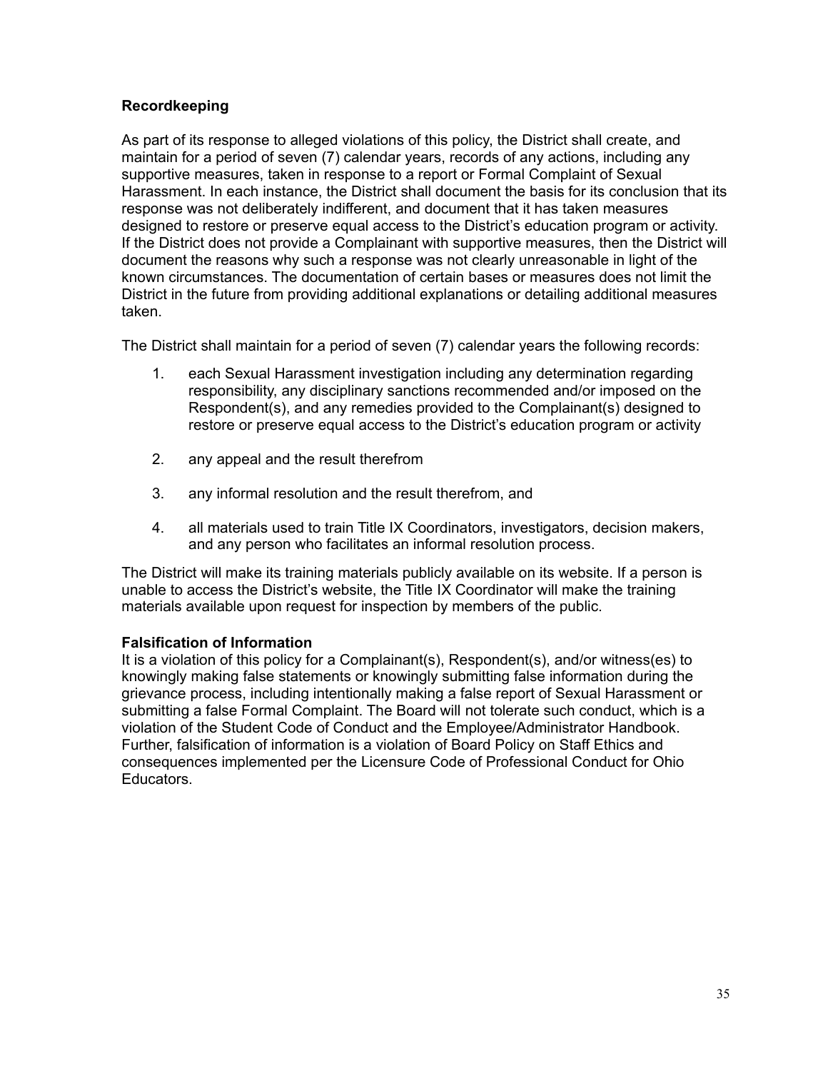**Recordkeeping**

As part of its response to alleged violations of this policy, the District shall create, and maintain for a period of seven (7) calendar years, records of any actions, including any supportive measures, taken in response to a report or Formal Complaint of Sexual Harassment. In each instance, the District shall document the basis for its conclusion that its response was not deliberately indifferent, and document that it has taken measures designed to restore or preserve equal access to the District's education program or activity. If the District does not provide a Complainant with supportive measures, then the District will document the reasons why such a response was not clearly unreasonable in light of the known circumstances. The documentation of certain bases or measures does not limit the District in the future from providing additional explanations or detailing additional measures taken.

The District shall maintain for a period of seven (7) calendar years the following records:

1. each Sexual Harassment investigation including any determination regarding responsibility, any disciplinary sanctions recommended and/or imposed on the Respondent(s), and any remedies provided to the Complainant(s) designed to restore or preserve equal access to the District's education program or activity

2. any appeal and the result therefrom

3. any informal resolution and the result therefrom, and

4. all materials used to train Title IX Coordinators, investigators, decision makers, and any person who facilitates an informal resolution process.

The District will make its training materials publicly available on its website. If a person is unable to access the District's website, the Title IX Coordinator will make the training materials available upon request for inspection by members of the public.

**Falsification of Information**

It is a violation of this policy for a Complainant(s), Respondent(s), and/or witness(es) to knowingly making false statements or knowingly submitting false information during the grievance process, including intentionally making a false report of Sexual Harassment or submitting a false Formal Complaint. The Board will not tolerate such conduct, which is a violation of the Student Code of Conduct and the Employee/Administrator Handbook. Further, falsification of information is a violation of Board Policy on Staff Ethics and consequences implemented per the Licensure Code of Professional Conduct for Ohio Educators.